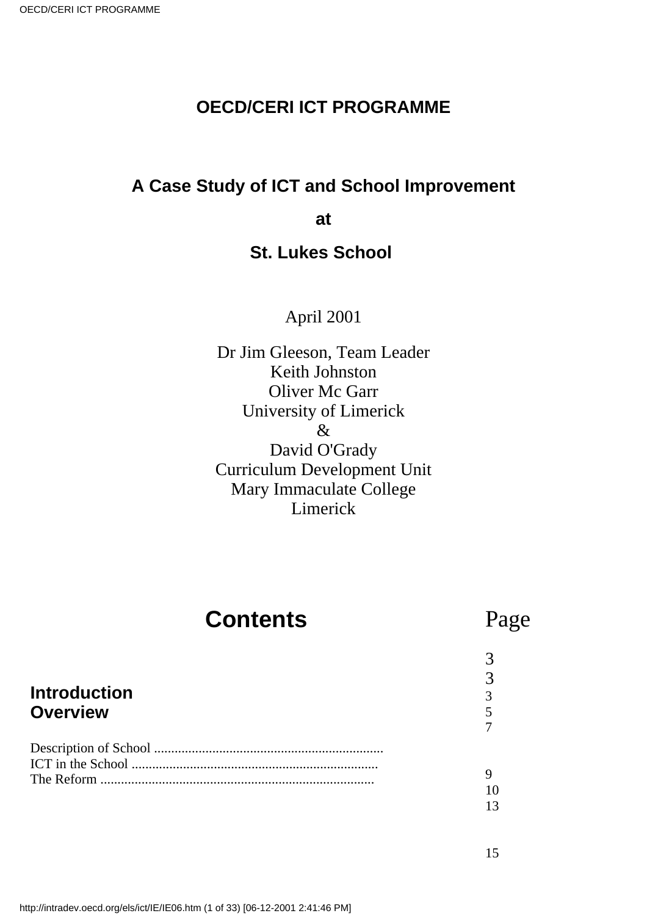# OECD/CERI ICT PROGRAMME

## A Case Study of ICT and School Improvement

## at

## St. Lukes School

April 2001

Dr Jim Gleeson, Team Leader
Keith Johnston
Oliver Mc Garr
University of Limerick
&
David O'Grady
Curriculum Development Unit
Mary Immaculate College
Limerick

## Contents

| | Page |
|---|---|
| **Introduction** | 3 |
| **Overview** | 3 |
| Description of School ................................................................... | 3 |
| ICT in the School ........................................................................ | 5 |
| The Reform ................................................................................ | 7 |
| | 9 |
| | 10 |
| | 13 |
| | 15 |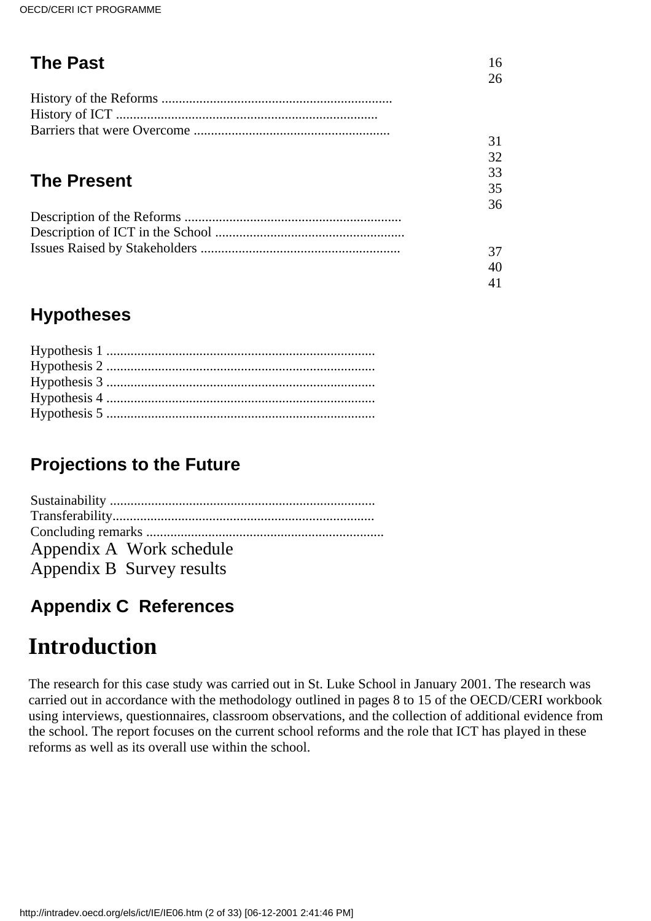## The Past

History of the Reforms ..................................................................

History of ICT ...........................................................................

Barriers that were Overcome .........................................................

## The Present

Description of the Reforms ..............................................................

Description of ICT in the School .......................................................

Issues Raised by Stakeholders ..........................................................

16
26

31
32
33
35
36

37
40
41

## Hypotheses

Hypothesis 1 .............................................................................

Hypothesis 2 .............................................................................

Hypothesis 3 .............................................................................

Hypothesis 4 .............................................................................

Hypothesis 5 .............................................................................

## Projections to the Future

Sustainability ............................................................................

Transferability...........................................................................

Concluding remarks ...................................................................

Appendix A Work schedule

Appendix B Survey results

## Appendix C References

# Introduction

The research for this case study was carried out in St. Luke School in January 2001. The research was carried out in accordance with the methodology outlined in pages 8 to 15 of the OECD/CERI workbook using interviews, questionnaires, classroom observations, and the collection of additional evidence from the school. The report focuses on the current school reforms and the role that ICT has played in these reforms as well as its overall use within the school.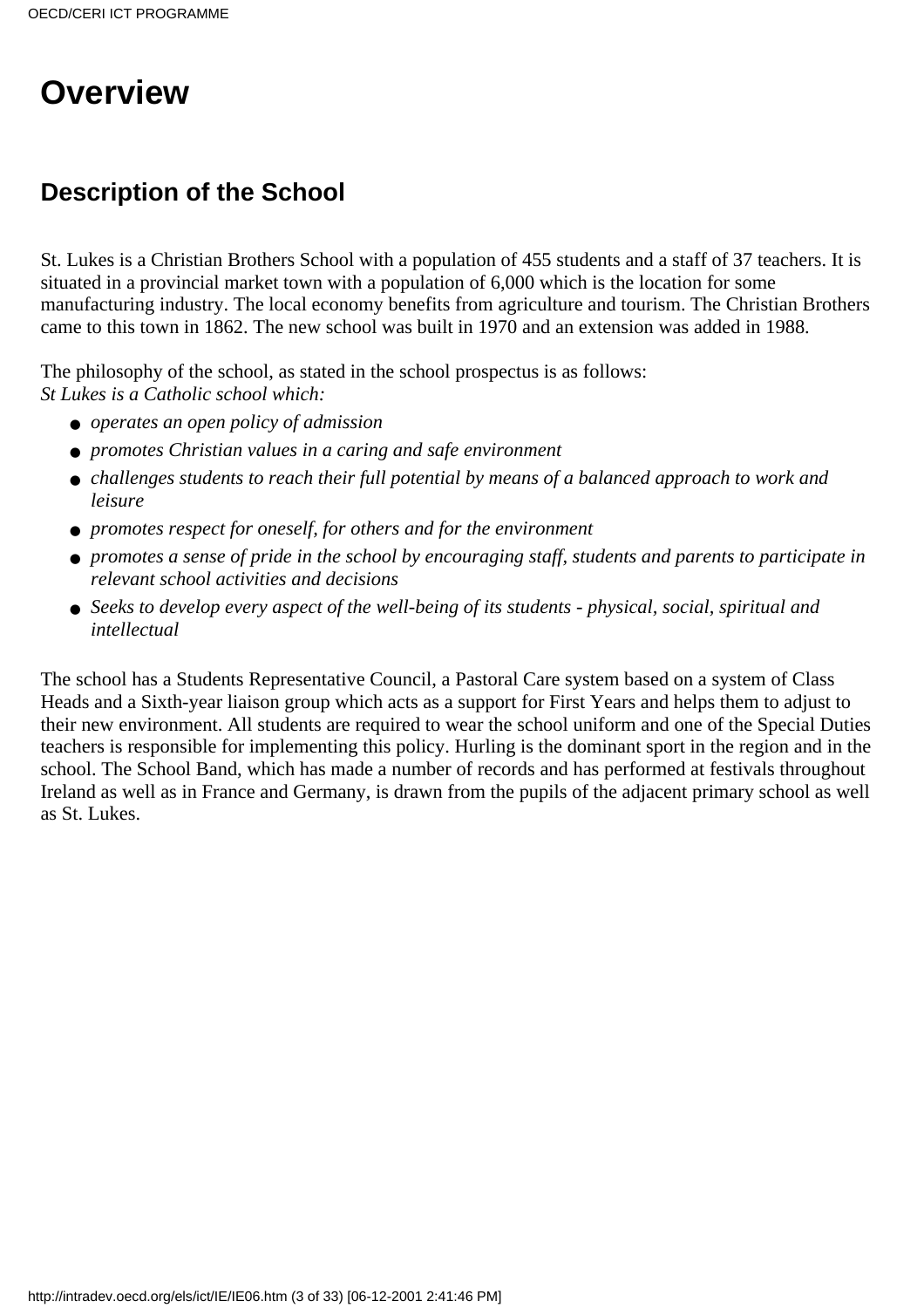# Overview

## Description of the School

St. Lukes is a Christian Brothers School with a population of 455 students and a staff of 37 teachers. It is situated in a provincial market town with a population of 6,000 which is the location for some manufacturing industry. The local economy benefits from agriculture and tourism. The Christian Brothers came to this town in 1862. The new school was built in 1970 and an extension was added in 1988.

The philosophy of the school, as stated in the school prospectus is as follows:
*St Lukes is a Catholic school which:*

- *operates an open policy of admission*
- *promotes Christian values in a caring and safe environment*
- *challenges students to reach their full potential by means of a balanced approach to work and leisure*
- *promotes respect for oneself, for others and for the environment*
- *promotes a sense of pride in the school by encouraging staff, students and parents to participate in relevant school activities and decisions*
- *Seeks to develop every aspect of the well-being of its students - physical, social, spiritual and intellectual*

The school has a Students Representative Council, a Pastoral Care system based on a system of Class Heads and a Sixth-year liaison group which acts as a support for First Years and helps them to adjust to their new environment. All students are required to wear the school uniform and one of the Special Duties teachers is responsible for implementing this policy. Hurling is the dominant sport in the region and in the school. The School Band, which has made a number of records and has performed at festivals throughout Ireland as well as in France and Germany, is drawn from the pupils of the adjacent primary school as well as St. Lukes.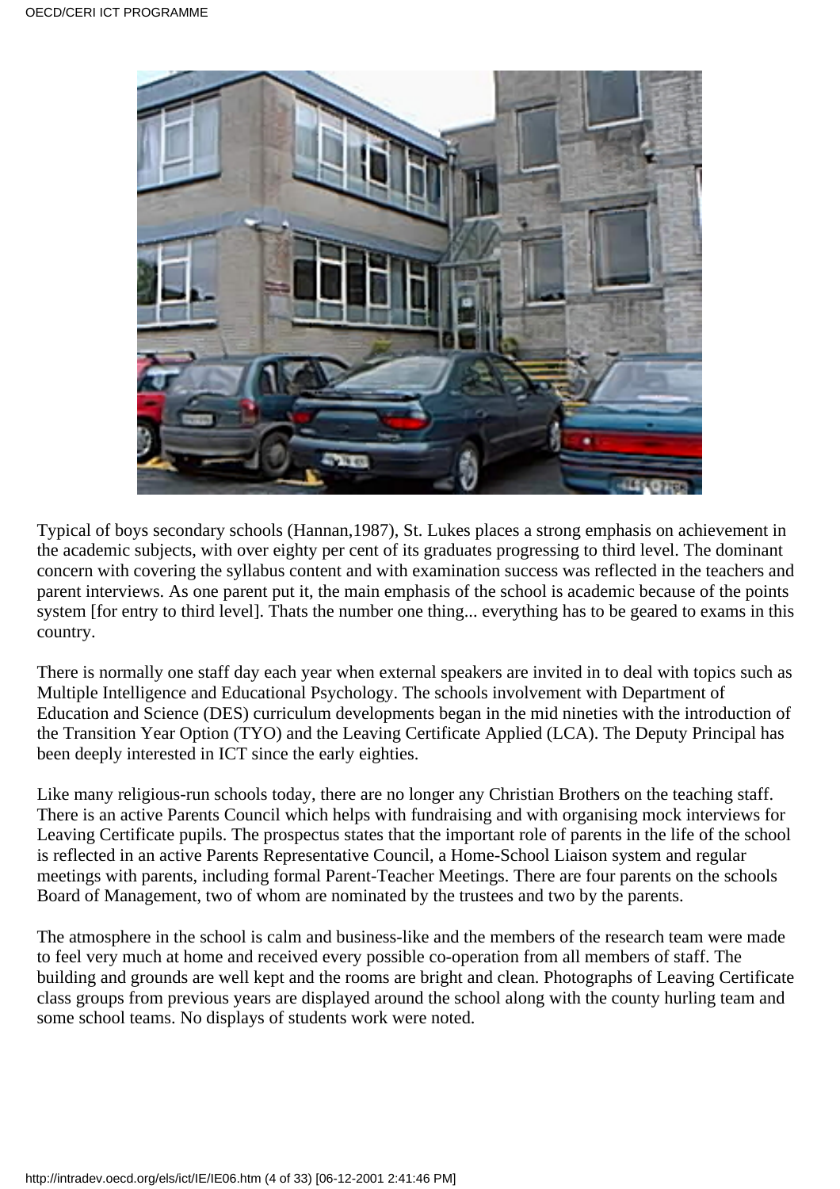Typical of boys secondary schools (Hannan,1987), St. Lukes places a strong emphasis on achievement in the academic subjects, with over eighty per cent of its graduates progressing to third level. The dominant concern with covering the syllabus content and with examination success was reflected in the teachers and parent interviews. As one parent put it, the main emphasis of the school is academic because of the points system [for entry to third level]. Thats the number one thing... everything has to be geared to exams in this country.

There is normally one staff day each year when external speakers are invited in to deal with topics such as Multiple Intelligence and Educational Psychology. The schools involvement with Department of Education and Science (DES) curriculum developments began in the mid nineties with the introduction of the Transition Year Option (TYO) and the Leaving Certificate Applied (LCA). The Deputy Principal has been deeply interested in ICT since the early eighties.

Like many religious-run schools today, there are no longer any Christian Brothers on the teaching staff. There is an active Parents Council which helps with fundraising and with organising mock interviews for Leaving Certificate pupils. The prospectus states that the important role of parents in the life of the school is reflected in an active Parents Representative Council, a Home-School Liaison system and regular meetings with parents, including formal Parent-Teacher Meetings. There are four parents on the schools Board of Management, two of whom are nominated by the trustees and two by the parents.

The atmosphere in the school is calm and business-like and the members of the research team were made to feel very much at home and received every possible co-operation from all members of staff. The building and grounds are well kept and the rooms are bright and clean. Photographs of Leaving Certificate class groups from previous years are displayed around the school along with the county hurling team and some school teams. No displays of students work were noted.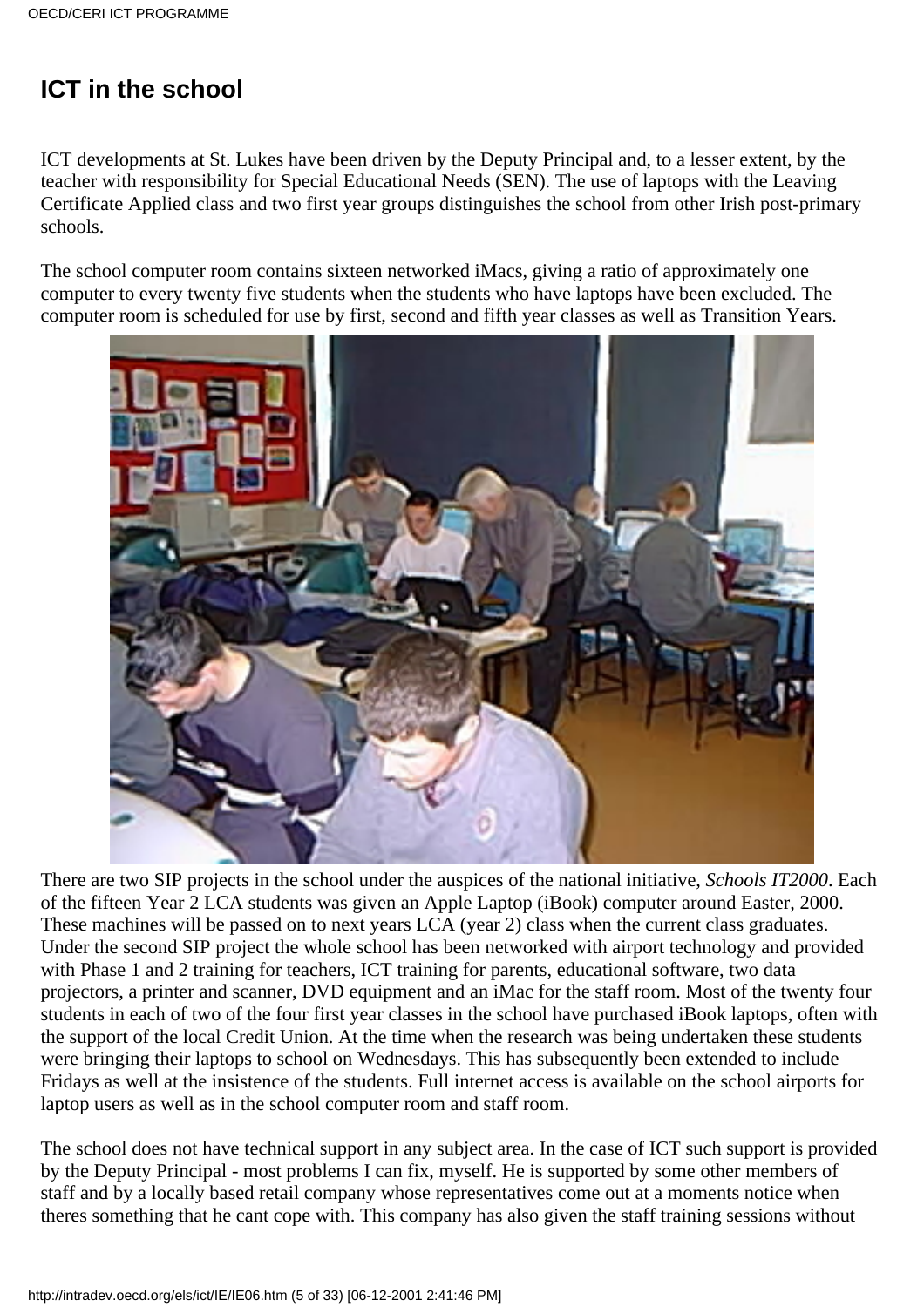## ICT in the school

ICT developments at St. Lukes have been driven by the Deputy Principal and, to a lesser extent, by the teacher with responsibility for Special Educational Needs (SEN). The use of laptops with the Leaving Certificate Applied class and two first year groups distinguishes the school from other Irish post-primary schools.

The school computer room contains sixteen networked iMacs, giving a ratio of approximately one computer to every twenty five students when the students who have laptops have been excluded. The computer room is scheduled for use by first, second and fifth year classes as well as Transition Years.

There are two SIP projects in the school under the auspices of the national initiative, *Schools IT2000*. Each of the fifteen Year 2 LCA students was given an Apple Laptop (iBook) computer around Easter, 2000. These machines will be passed on to next years LCA (year 2) class when the current class graduates. Under the second SIP project the whole school has been networked with airport technology and provided with Phase 1 and 2 training for teachers, ICT training for parents, educational software, two data projectors, a printer and scanner, DVD equipment and an iMac for the staff room. Most of the twenty four students in each of two of the four first year classes in the school have purchased iBook laptops, often with the support of the local Credit Union. At the time when the research was being undertaken these students were bringing their laptops to school on Wednesdays. This has subsequently been extended to include Fridays as well at the insistence of the students. Full internet access is available on the school airports for laptop users as well as in the school computer room and staff room.

The school does not have technical support in any subject area. In the case of ICT such support is provided by the Deputy Principal - most problems I can fix, myself. He is supported by some other members of staff and by a locally based retail company whose representatives come out at a moments notice when theres something that he cant cope with. This company has also given the staff training sessions without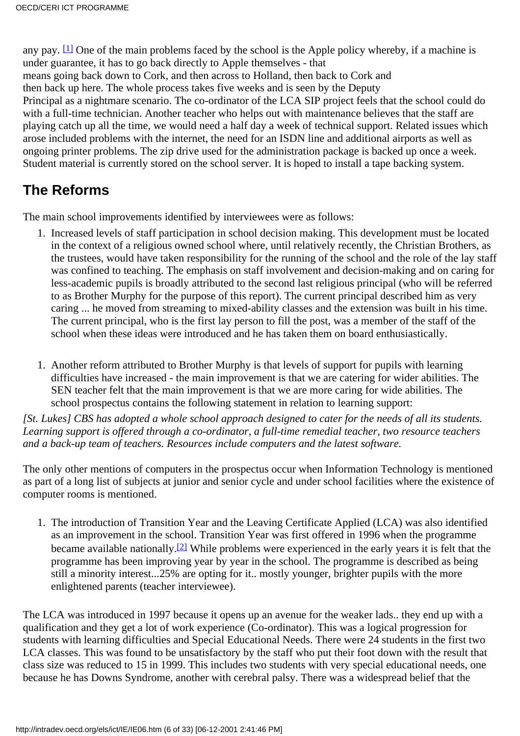any pay. [1] One of the main problems faced by the school is the Apple policy whereby, if a machine is under guarantee, it has to go back directly to Apple themselves - that means going back down to Cork, and then across to Holland, then back to Cork and then back up here. The whole process takes five weeks and is seen by the Deputy Principal as a nightmare scenario. The co-ordinator of the LCA SIP project feels that the school could do with a full-time technician. Another teacher who helps out with maintenance believes that the staff are playing catch up all the time, we would need a half day a week of technical support. Related issues which arose included problems with the internet, the need for an ISDN line and additional airports as well as ongoing printer problems. The zip drive used for the administration package is backed up once a week. Student material is currently stored on the school server. It is hoped to install a tape backing system.

## The Reforms

The main school improvements identified by interviewees were as follows:

1. Increased levels of staff participation in school decision making. This development must be located in the context of a religious owned school where, until relatively recently, the Christian Brothers, as the trustees, would have taken responsibility for the running of the school and the role of the lay staff was confined to teaching. The emphasis on staff involvement and decision-making and on caring for less-academic pupils is broadly attributed to the second last religious principal (who will be referred to as Brother Murphy for the purpose of this report). The current principal described him as very caring ... he moved from streaming to mixed-ability classes and the extension was built in his time. The current principal, who is the first lay person to fill the post, was a member of the staff of the school when these ideas were introduced and he has taken them on board enthusiastically.

1. Another reform attributed to Brother Murphy is that levels of support for pupils with learning difficulties have increased - the main improvement is that we are catering for wider abilities. The SEN teacher felt that the main improvement is that we are more caring for wide abilities. The school prospectus contains the following statement in relation to learning support:

*[St. Lukes] CBS has adopted a whole school approach designed to cater for the needs of all its students. Learning support is offered through a co-ordinator, a full-time remedial teacher, two resource teachers and a back-up team of teachers. Resources include computers and the latest software.*

The only other mentions of computers in the prospectus occur when Information Technology is mentioned as part of a long list of subjects at junior and senior cycle and under school facilities where the existence of computer rooms is mentioned.

1. The introduction of Transition Year and the Leaving Certificate Applied (LCA) was also identified as an improvement in the school. Transition Year was first offered in 1996 when the programme became available nationally.[2] While problems were experienced in the early years it is felt that the programme has been improving year by year in the school. The programme is described as being still a minority interest...25% are opting for it.. mostly younger, brighter pupils with the more enlightened parents (teacher interviewee).

The LCA was introduced in 1997 because it opens up an avenue for the weaker lads.. they end up with a qualification and they get a lot of work experience (Co-ordinator). This was a logical progression for students with learning difficulties and Special Educational Needs. There were 24 students in the first two LCA classes. This was found to be unsatisfactory by the staff who put their foot down with the result that class size was reduced to 15 in 1999. This includes two students with very special educational needs, one because he has Downs Syndrome, another with cerebral palsy. There was a widespread belief that the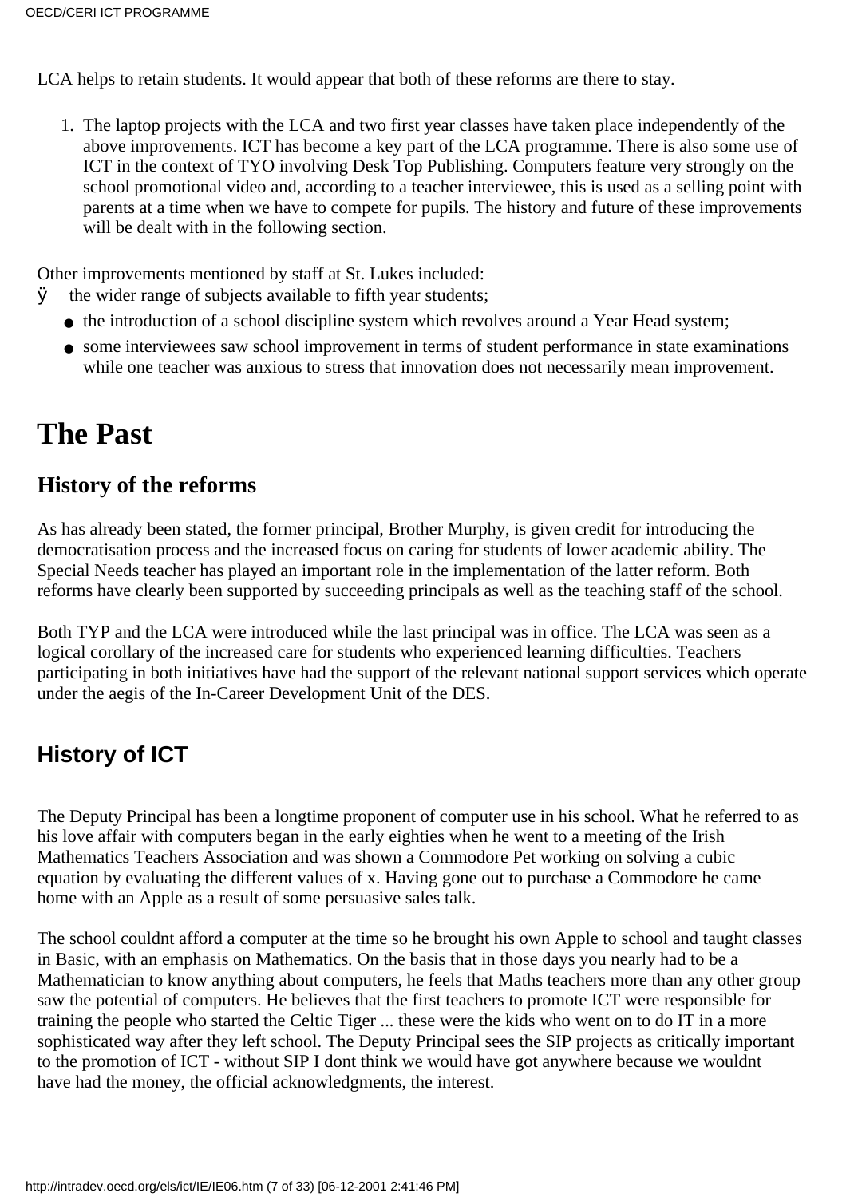LCA helps to retain students. It would appear that both of these reforms are there to stay.

1. The laptop projects with the LCA and two first year classes have taken place independently of the above improvements. ICT has become a key part of the LCA programme. There is also some use of ICT in the context of TYO involving Desk Top Publishing. Computers feature very strongly on the school promotional video and, according to a teacher interviewee, this is used as a selling point with parents at a time when we have to compete for pupils. The history and future of these improvements will be dealt with in the following section.

Other improvements mentioned by staff at St. Lukes included:

ÿ the wider range of subjects available to fifth year students;

- the introduction of a school discipline system which revolves around a Year Head system;
- some interviewees saw school improvement in terms of student performance in state examinations while one teacher was anxious to stress that innovation does not necessarily mean improvement.

# The Past

## History of the reforms

As has already been stated, the former principal, Brother Murphy, is given credit for introducing the democratisation process and the increased focus on caring for students of lower academic ability. The Special Needs teacher has played an important role in the implementation of the latter reform. Both reforms have clearly been supported by succeeding principals as well as the teaching staff of the school.

Both TYP and the LCA were introduced while the last principal was in office. The LCA was seen as a logical corollary of the increased care for students who experienced learning difficulties. Teachers participating in both initiatives have had the support of the relevant national support services which operate under the aegis of the In-Career Development Unit of the DES.

## History of ICT

The Deputy Principal has been a longtime proponent of computer use in his school. What he referred to as his love affair with computers began in the early eighties when he went to a meeting of the Irish Mathematics Teachers Association and was shown a Commodore Pet working on solving a cubic equation by evaluating the different values of x. Having gone out to purchase a Commodore he came home with an Apple as a result of some persuasive sales talk.

The school couldnt afford a computer at the time so he brought his own Apple to school and taught classes in Basic, with an emphasis on Mathematics. On the basis that in those days you nearly had to be a Mathematician to know anything about computers, he feels that Maths teachers more than any other group saw the potential of computers. He believes that the first teachers to promote ICT were responsible for training the people who started the Celtic Tiger ... these were the kids who went on to do IT in a more sophisticated way after they left school. The Deputy Principal sees the SIP projects as critically important to the promotion of ICT - without SIP I dont think we would have got anywhere because we wouldnt have had the money, the official acknowledgments, the interest.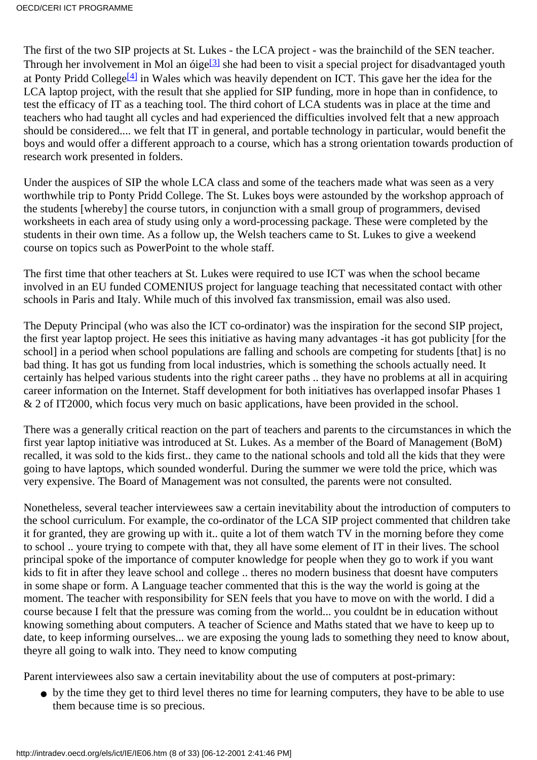The first of the two SIP projects at St. Lukes - the LCA project - was the brainchild of the SEN teacher. Through her involvement in Mol an óige[3] she had been to visit a special project for disadvantaged youth at Ponty Pridd College[4] in Wales which was heavily dependent on ICT. This gave her the idea for the LCA laptop project, with the result that she applied for SIP funding, more in hope than in confidence, to test the efficacy of IT as a teaching tool. The third cohort of LCA students was in place at the time and teachers who had taught all cycles and had experienced the difficulties involved felt that a new approach should be considered.... we felt that IT in general, and portable technology in particular, would benefit the boys and would offer a different approach to a course, which has a strong orientation towards production of research work presented in folders.

Under the auspices of SIP the whole LCA class and some of the teachers made what was seen as a very worthwhile trip to Ponty Pridd College. The St. Lukes boys were astounded by the workshop approach of the students [whereby] the course tutors, in conjunction with a small group of programmers, devised worksheets in each area of study using only a word-processing package. These were completed by the students in their own time. As a follow up, the Welsh teachers came to St. Lukes to give a weekend course on topics such as PowerPoint to the whole staff.

The first time that other teachers at St. Lukes were required to use ICT was when the school became involved in an EU funded COMENIUS project for language teaching that necessitated contact with other schools in Paris and Italy. While much of this involved fax transmission, email was also used.

The Deputy Principal (who was also the ICT co-ordinator) was the inspiration for the second SIP project, the first year laptop project. He sees this initiative as having many advantages -it has got publicity [for the school] in a period when school populations are falling and schools are competing for students [that] is no bad thing. It has got us funding from local industries, which is something the schools actually need. It certainly has helped various students into the right career paths .. they have no problems at all in acquiring career information on the Internet. Staff development for both initiatives has overlapped insofar Phases 1 & 2 of IT2000, which focus very much on basic applications, have been provided in the school.

There was a generally critical reaction on the part of teachers and parents to the circumstances in which the first year laptop initiative was introduced at St. Lukes. As a member of the Board of Management (BoM) recalled, it was sold to the kids first.. they came to the national schools and told all the kids that they were going to have laptops, which sounded wonderful. During the summer we were told the price, which was very expensive. The Board of Management was not consulted, the parents were not consulted.

Nonetheless, several teacher interviewees saw a certain inevitability about the introduction of computers to the school curriculum. For example, the co-ordinator of the LCA SIP project commented that children take it for granted, they are growing up with it.. quite a lot of them watch TV in the morning before they come to school .. youre trying to compete with that, they all have some element of IT in their lives. The school principal spoke of the importance of computer knowledge for people when they go to work if you want kids to fit in after they leave school and college .. theres no modern business that doesnt have computers in some shape or form. A Language teacher commented that this is the way the world is going at the moment. The teacher with responsibility for SEN feels that you have to move on with the world. I did a course because I felt that the pressure was coming from the world... you couldnt be in education without knowing something about computers. A teacher of Science and Maths stated that we have to keep up to date, to keep informing ourselves... we are exposing the young lads to something they need to know about, theyre all going to walk into. They need to know computing

Parent interviewees also saw a certain inevitability about the use of computers at post-primary:

- by the time they get to third level theres no time for learning computers, they have to be able to use them because time is so precious.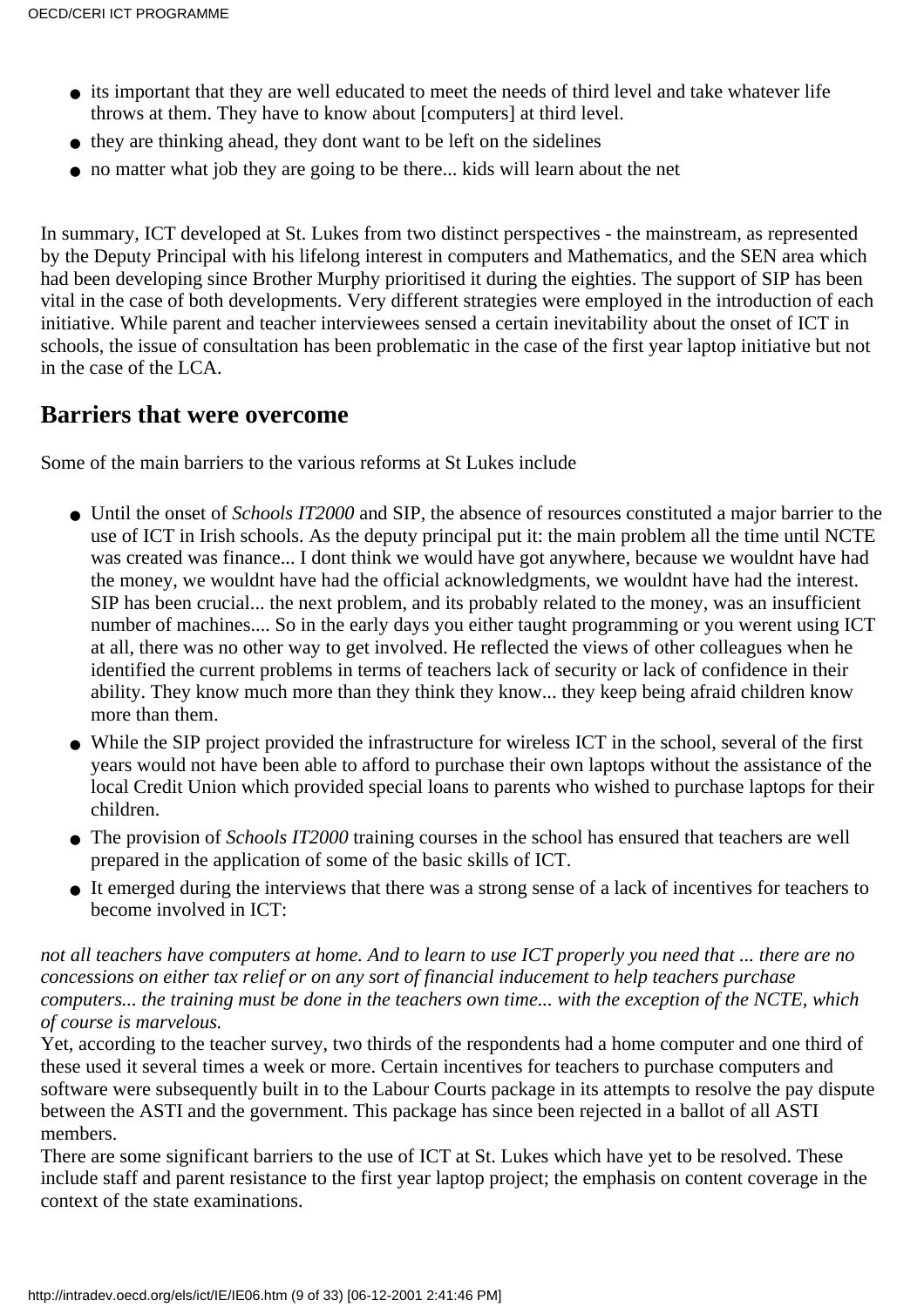- its important that they are well educated to meet the needs of third level and take whatever life throws at them. They have to know about [computers] at third level.
- they are thinking ahead, they dont want to be left on the sidelines
- no matter what job they are going to be there... kids will learn about the net

In summary, ICT developed at St. Lukes from two distinct perspectives - the mainstream, as represented by the Deputy Principal with his lifelong interest in computers and Mathematics, and the SEN area which had been developing since Brother Murphy prioritised it during the eighties. The support of SIP has been vital in the case of both developments. Very different strategies were employed in the introduction of each initiative. While parent and teacher interviewees sensed a certain inevitability about the onset of ICT in schools, the issue of consultation has been problematic in the case of the first year laptop initiative but not in the case of the LCA.

## Barriers that were overcome

Some of the main barriers to the various reforms at St Lukes include

- Until the onset of *Schools IT2000* and SIP, the absence of resources constituted a major barrier to the use of ICT in Irish schools. As the deputy principal put it: the main problem all the time until NCTE was created was finance... I dont think we would have got anywhere, because we wouldnt have had the money, we wouldnt have had the official acknowledgments, we wouldnt have had the interest. SIP has been crucial... the next problem, and its probably related to the money, was an insufficient number of machines.... So in the early days you either taught programming or you werent using ICT at all, there was no other way to get involved. He reflected the views of other colleagues when he identified the current problems in terms of teachers lack of security or lack of confidence in their ability. They know much more than they think they know... they keep being afraid children know more than them.
- While the SIP project provided the infrastructure for wireless ICT in the school, several of the first years would not have been able to afford to purchase their own laptops without the assistance of the local Credit Union which provided special loans to parents who wished to purchase laptops for their children.
- The provision of *Schools IT2000* training courses in the school has ensured that teachers are well prepared in the application of some of the basic skills of ICT.
- It emerged during the interviews that there was a strong sense of a lack of incentives for teachers to become involved in ICT:

*not all teachers have computers at home. And to learn to use ICT properly you need that ... there are no concessions on either tax relief or on any sort of financial inducement to help teachers purchase computers... the training must be done in the teachers own time... with the exception of the NCTE, which of course is marvelous.*

Yet, according to the teacher survey, two thirds of the respondents had a home computer and one third of these used it several times a week or more. Certain incentives for teachers to purchase computers and software were subsequently built in to the Labour Courts package in its attempts to resolve the pay dispute between the ASTI and the government. This package has since been rejected in a ballot of all ASTI members.

There are some significant barriers to the use of ICT at St. Lukes which have yet to be resolved. These include staff and parent resistance to the first year laptop project; the emphasis on content coverage in the context of the state examinations.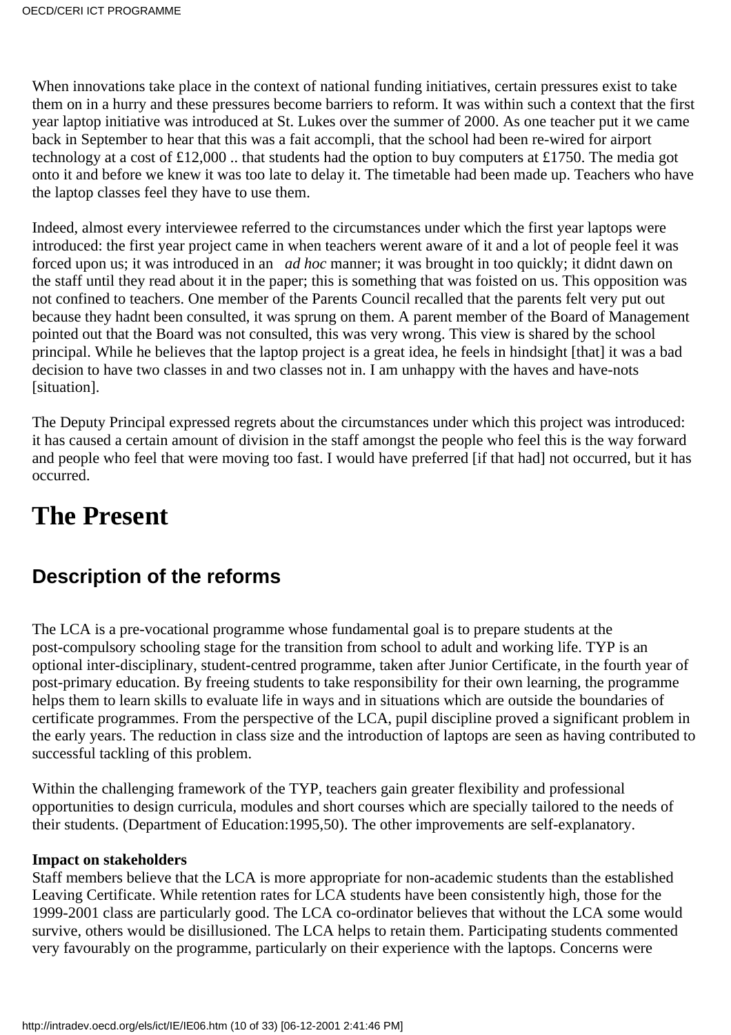When innovations take place in the context of national funding initiatives, certain pressures exist to take them on in a hurry and these pressures become barriers to reform. It was within such a context that the first year laptop initiative was introduced at St. Lukes over the summer of 2000. As one teacher put it we came back in September to hear that this was a fait accompli, that the school had been re-wired for airport technology at a cost of £12,000 .. that students had the option to buy computers at £1750. The media got onto it and before we knew it was too late to delay it. The timetable had been made up. Teachers who have the laptop classes feel they have to use them.

Indeed, almost every interviewee referred to the circumstances under which the first year laptops were introduced: the first year project came in when teachers werent aware of it and a lot of people feel it was forced upon us; it was introduced in an *ad hoc* manner; it was brought in too quickly; it didnt dawn on the staff until they read about it in the paper; this is something that was foisted on us. This opposition was not confined to teachers. One member of the Parents Council recalled that the parents felt very put out because they hadnt been consulted, it was sprung on them. A parent member of the Board of Management pointed out that the Board was not consulted, this was very wrong. This view is shared by the school principal. While he believes that the laptop project is a great idea, he feels in hindsight [that] it was a bad decision to have two classes in and two classes not in. I am unhappy with the haves and have-nots [situation].

The Deputy Principal expressed regrets about the circumstances under which this project was introduced: it has caused a certain amount of division in the staff amongst the people who feel this is the way forward and people who feel that were moving too fast. I would have preferred [if that had] not occurred, but it has occurred.

# The Present

## Description of the reforms

The LCA is a pre-vocational programme whose fundamental goal is to prepare students at the post-compulsory schooling stage for the transition from school to adult and working life. TYP is an optional inter-disciplinary, student-centred programme, taken after Junior Certificate, in the fourth year of post-primary education. By freeing students to take responsibility for their own learning, the programme helps them to learn skills to evaluate life in ways and in situations which are outside the boundaries of certificate programmes. From the perspective of the LCA, pupil discipline proved a significant problem in the early years. The reduction in class size and the introduction of laptops are seen as having contributed to successful tackling of this problem.

Within the challenging framework of the TYP, teachers gain greater flexibility and professional opportunities to design curricula, modules and short courses which are specially tailored to the needs of their students. (Department of Education:1995,50). The other improvements are self-explanatory.

**Impact on stakeholders**

Staff members believe that the LCA is more appropriate for non-academic students than the established Leaving Certificate. While retention rates for LCA students have been consistently high, those for the 1999-2001 class are particularly good. The LCA co-ordinator believes that without the LCA some would survive, others would be disillusioned. The LCA helps to retain them. Participating students commented very favourably on the programme, particularly on their experience with the laptops. Concerns were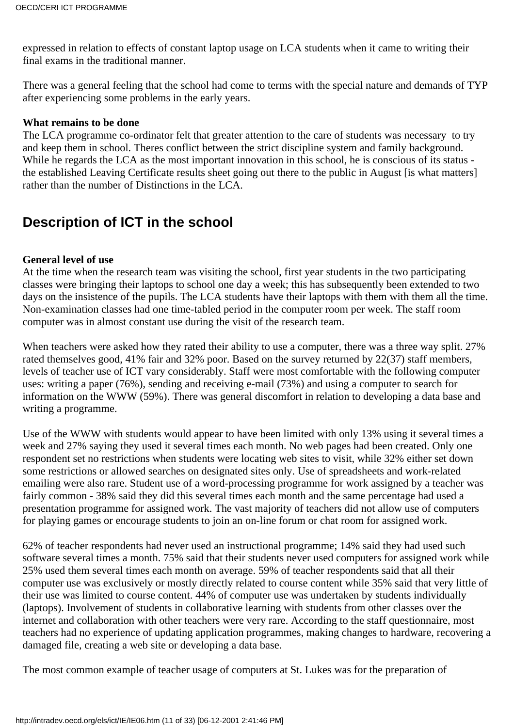expressed in relation to effects of constant laptop usage on LCA students when it came to writing their final exams in the traditional manner.

There was a general feeling that the school had come to terms with the special nature and demands of TYP after experiencing some problems in the early years.

**What remains to be done**
The LCA programme co-ordinator felt that greater attention to the care of students was necessary to try and keep them in school. Theres conflict between the strict discipline system and family background. While he regards the LCA as the most important innovation in this school, he is conscious of its status - the established Leaving Certificate results sheet going out there to the public in August [is what matters] rather than the number of Distinctions in the LCA.

## Description of ICT in the school

**General level of use**
At the time when the research team was visiting the school, first year students in the two participating classes were bringing their laptops to school one day a week; this has subsequently been extended to two days on the insistence of the pupils. The LCA students have their laptops with them with them all the time. Non-examination classes had one time-tabled period in the computer room per week. The staff room computer was in almost constant use during the visit of the research team.

When teachers were asked how they rated their ability to use a computer, there was a three way split. 27% rated themselves good, 41% fair and 32% poor. Based on the survey returned by 22(37) staff members, levels of teacher use of ICT vary considerably. Staff were most comfortable with the following computer uses: writing a paper (76%), sending and receiving e-mail (73%) and using a computer to search for information on the WWW (59%). There was general discomfort in relation to developing a data base and writing a programme.

Use of the WWW with students would appear to have been limited with only 13% using it several times a week and 27% saying they used it several times each month. No web pages had been created. Only one respondent set no restrictions when students were locating web sites to visit, while 32% either set down some restrictions or allowed searches on designated sites only. Use of spreadsheets and work-related emailing were also rare. Student use of a word-processing programme for work assigned by a teacher was fairly common - 38% said they did this several times each month and the same percentage had used a presentation programme for assigned work. The vast majority of teachers did not allow use of computers for playing games or encourage students to join an on-line forum or chat room for assigned work.

62% of teacher respondents had never used an instructional programme; 14% said they had used such software several times a month. 75% said that their students never used computers for assigned work while 25% used them several times each month on average. 59% of teacher respondents said that all their computer use was exclusively or mostly directly related to course content while 35% said that very little of their use was limited to course content. 44% of computer use was undertaken by students individually (laptops). Involvement of students in collaborative learning with students from other classes over the internet and collaboration with other teachers were very rare. According to the staff questionnaire, most teachers had no experience of updating application programmes, making changes to hardware, recovering a damaged file, creating a web site or developing a data base.

The most common example of teacher usage of computers at St. Lukes was for the preparation of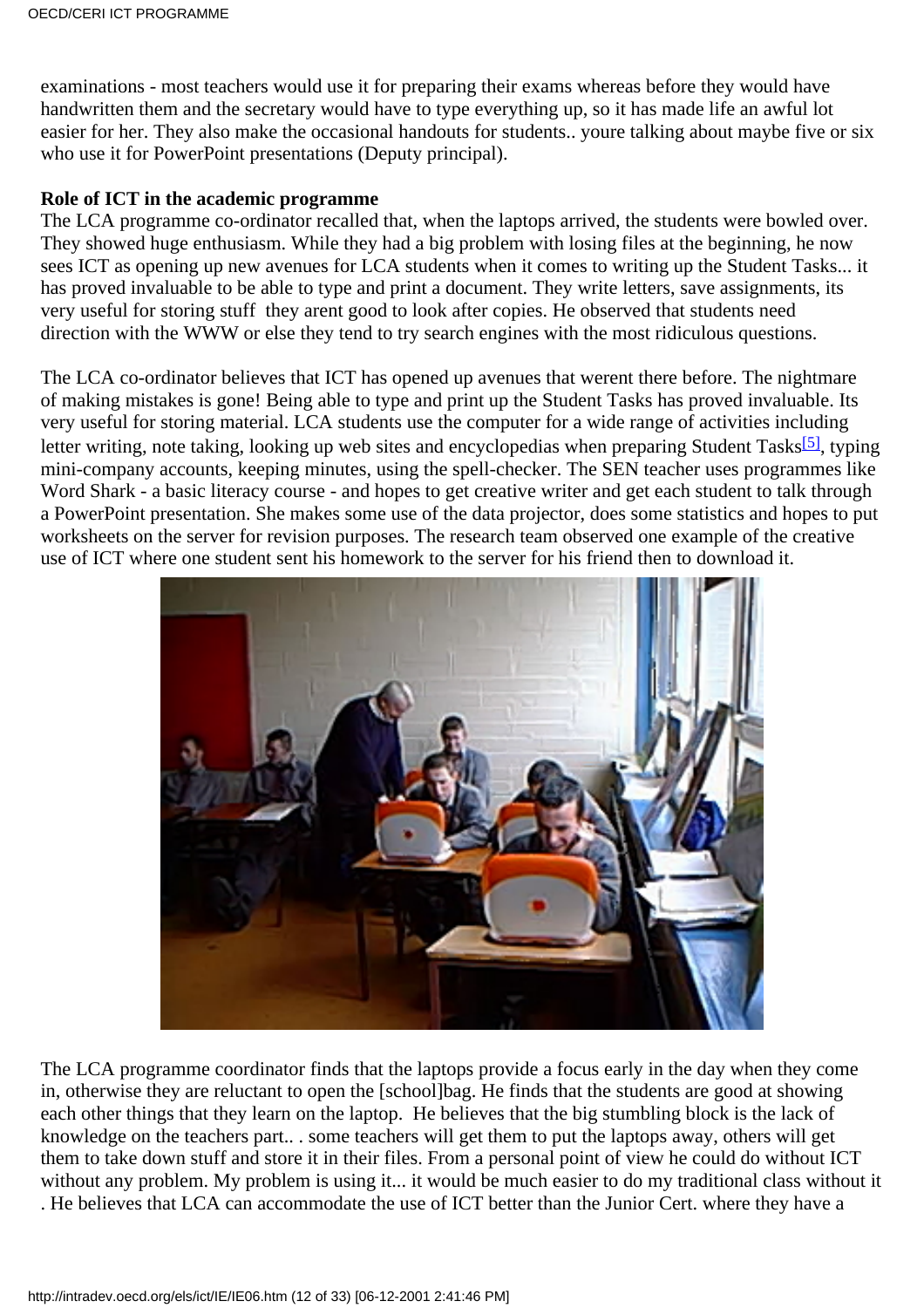examinations - most teachers would use it for preparing their exams whereas before they would have handwritten them and the secretary would have to type everything up, so it has made life an awful lot easier for her. They also make the occasional handouts for students.. youre talking about maybe five or six who use it for PowerPoint presentations (Deputy principal).

**Role of ICT in the academic programme**

The LCA programme co-ordinator recalled that, when the laptops arrived, the students were bowled over. They showed huge enthusiasm. While they had a big problem with losing files at the beginning, he now sees ICT as opening up new avenues for LCA students when it comes to writing up the Student Tasks... it has proved invaluable to be able to type and print a document. They write letters, save assignments, its very useful for storing stuff  they arent good to look after copies. He observed that students need direction with the WWW or else they tend to try search engines with the most ridiculous questions.

The LCA co-ordinator believes that ICT has opened up avenues that werent there before. The nightmare of making mistakes is gone! Being able to type and print up the Student Tasks has proved invaluable. Its very useful for storing material. LCA students use the computer for a wide range of activities including letter writing, note taking, looking up web sites and encyclopedias when preparing Student Tasks[5], typing mini-company accounts, keeping minutes, using the spell-checker. The SEN teacher uses programmes like Word Shark - a basic literacy course - and hopes to get creative writer and get each student to talk through a PowerPoint presentation. She makes some use of the data projector, does some statistics and hopes to put worksheets on the server for revision purposes. The research team observed one example of the creative use of ICT where one student sent his homework to the server for his friend then to download it.

The LCA programme coordinator finds that the laptops provide a focus early in the day when they come in, otherwise they are reluctant to open the [school]bag. He finds that the students are good at showing each other things that they learn on the laptop.  He believes that the big stumbling block is the lack of knowledge on the teachers part.. . some teachers will get them to put the laptops away, others will get them to take down stuff and store it in their files. From a personal point of view he could do without ICT without any problem. My problem is using it... it would be much easier to do my traditional class without it . He believes that LCA can accommodate the use of ICT better than the Junior Cert. where they have a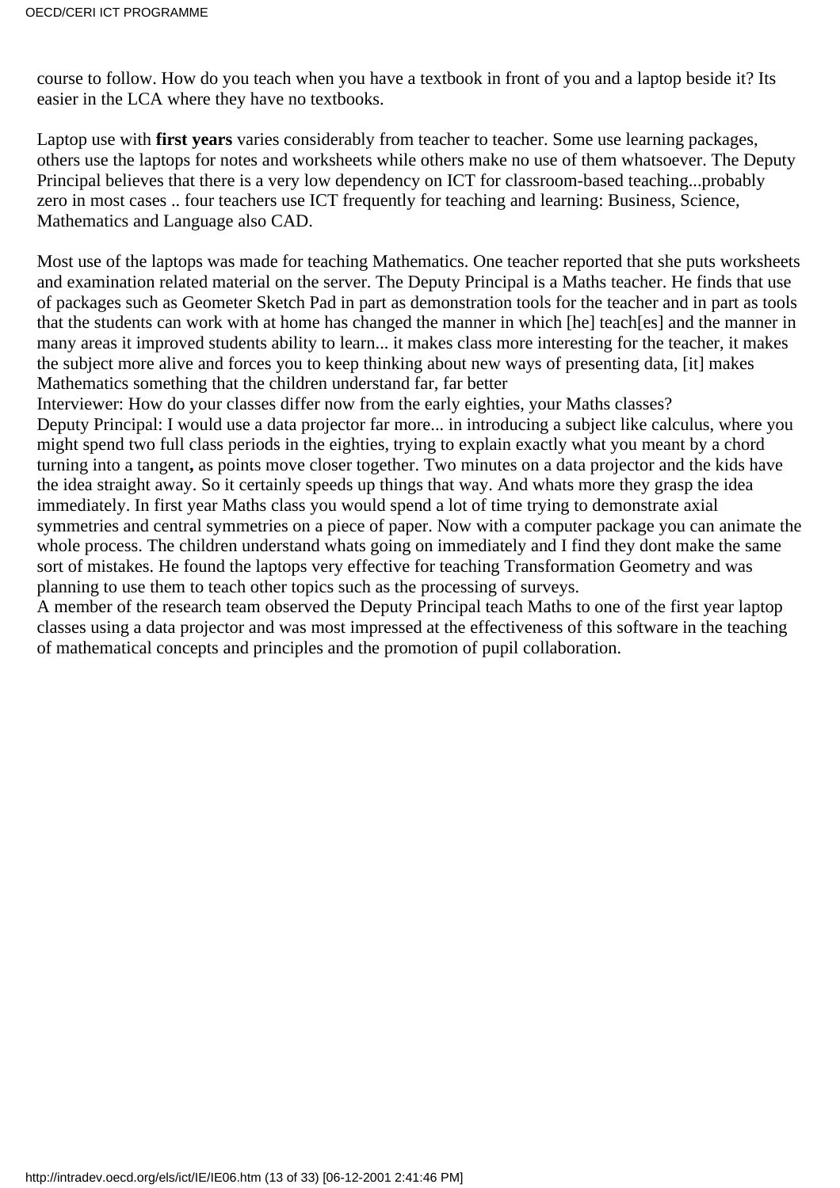course to follow. How do you teach when you have a textbook in front of you and a laptop beside it? Its easier in the LCA where they have no textbooks.

Laptop use with **first years** varies considerably from teacher to teacher. Some use learning packages, others use the laptops for notes and worksheets while others make no use of them whatsoever. The Deputy Principal believes that there is a very low dependency on ICT for classroom-based teaching...probably zero in most cases .. four teachers use ICT frequently for teaching and learning: Business, Science, Mathematics and Language also CAD.

Most use of the laptops was made for teaching Mathematics. One teacher reported that she puts worksheets and examination related material on the server. The Deputy Principal is a Maths teacher. He finds that use of packages such as Geometer Sketch Pad in part as demonstration tools for the teacher and in part as tools that the students can work with at home has changed the manner in which [he] teach[es] and the manner in many areas it improved students ability to learn... it makes class more interesting for the teacher, it makes the subject more alive and forces you to keep thinking about new ways of presenting data, [it] makes Mathematics something that the children understand far, far better

Interviewer: How do your classes differ now from the early eighties, your Maths classes?

Deputy Principal: I would use a data projector far more... in introducing a subject like calculus, where you might spend two full class periods in the eighties, trying to explain exactly what you meant by a chord turning into a tangent**,** as points move closer together. Two minutes on a data projector and the kids have the idea straight away. So it certainly speeds up things that way. And whats more they grasp the idea immediately. In first year Maths class you would spend a lot of time trying to demonstrate axial symmetries and central symmetries on a piece of paper. Now with a computer package you can animate the whole process. The children understand whats going on immediately and I find they dont make the same sort of mistakes. He found the laptops very effective for teaching Transformation Geometry and was planning to use them to teach other topics such as the processing of surveys.

A member of the research team observed the Deputy Principal teach Maths to one of the first year laptop classes using a data projector and was most impressed at the effectiveness of this software in the teaching of mathematical concepts and principles and the promotion of pupil collaboration.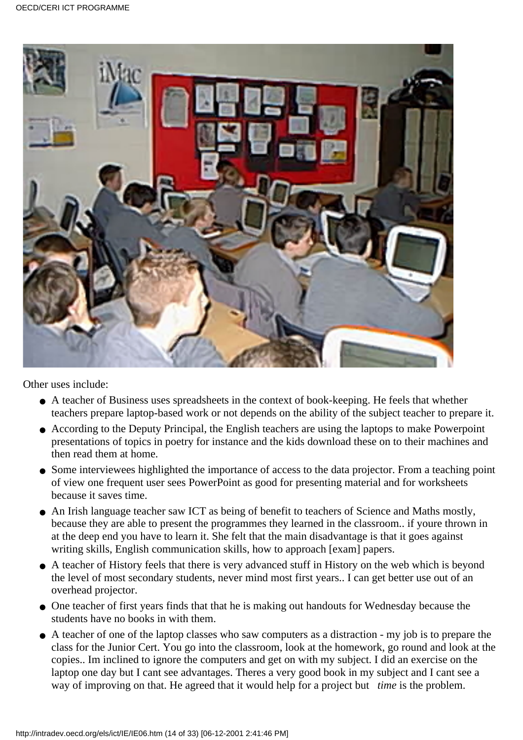Other uses include:

- A teacher of Business uses spreadsheets in the context of book-keeping. He feels that whether teachers prepare laptop-based work or not depends on the ability of the subject teacher to prepare it.
- According to the Deputy Principal, the English teachers are using the laptops to make Powerpoint presentations of topics in poetry for instance and the kids download these on to their machines and then read them at home.
- Some interviewees highlighted the importance of access to the data projector. From a teaching point of view one frequent user sees PowerPoint as good for presenting material and for worksheets because it saves time.
- An Irish language teacher saw ICT as being of benefit to teachers of Science and Maths mostly, because they are able to present the programmes they learned in the classroom.. if youre thrown in at the deep end you have to learn it. She felt that the main disadvantage is that it goes against writing skills, English communication skills, how to approach [exam] papers.
- A teacher of History feels that there is very advanced stuff in History on the web which is beyond the level of most secondary students, never mind most first years.. I can get better use out of an overhead projector.
- One teacher of first years finds that that he is making out handouts for Wednesday because the students have no books in with them.
- A teacher of one of the laptop classes who saw computers as a distraction - my job is to prepare the class for the Junior Cert. You go into the classroom, look at the homework, go round and look at the copies.. Im inclined to ignore the computers and get on with my subject. I did an exercise on the laptop one day but I cant see advantages. Theres a very good book in my subject and I cant see a way of improving on that. He agreed that it would help for a project but *time* is the problem.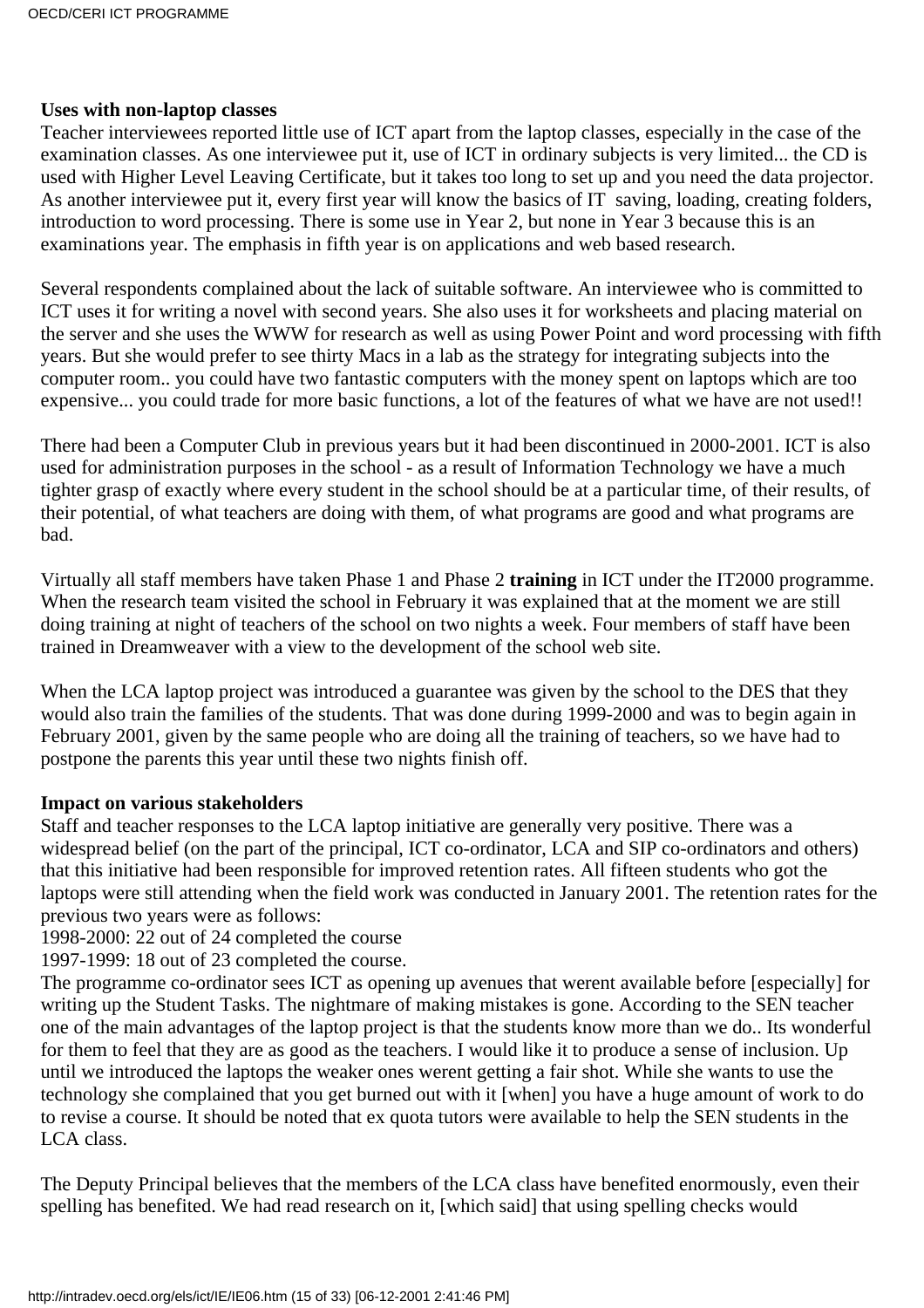**Uses with non-laptop classes**

Teacher interviewees reported little use of ICT apart from the laptop classes, especially in the case of the examination classes. As one interviewee put it, use of ICT in ordinary subjects is very limited... the CD is used with Higher Level Leaving Certificate, but it takes too long to set up and you need the data projector. As another interviewee put it, every first year will know the basics of IT saving, loading, creating folders, introduction to word processing. There is some use in Year 2, but none in Year 3 because this is an examinations year. The emphasis in fifth year is on applications and web based research.

Several respondents complained about the lack of suitable software. An interviewee who is committed to ICT uses it for writing a novel with second years. She also uses it for worksheets and placing material on the server and she uses the WWW for research as well as using Power Point and word processing with fifth years. But she would prefer to see thirty Macs in a lab as the strategy for integrating subjects into the computer room.. you could have two fantastic computers with the money spent on laptops which are too expensive... you could trade for more basic functions, a lot of the features of what we have are not used!!

There had been a Computer Club in previous years but it had been discontinued in 2000-2001. ICT is also used for administration purposes in the school - as a result of Information Technology we have a much tighter grasp of exactly where every student in the school should be at a particular time, of their results, of their potential, of what teachers are doing with them, of what programs are good and what programs are bad.

Virtually all staff members have taken Phase 1 and Phase 2 **training** in ICT under the IT2000 programme. When the research team visited the school in February it was explained that at the moment we are still doing training at night of teachers of the school on two nights a week. Four members of staff have been trained in Dreamweaver with a view to the development of the school web site.

When the LCA laptop project was introduced a guarantee was given by the school to the DES that they would also train the families of the students. That was done during 1999-2000 and was to begin again in February 2001, given by the same people who are doing all the training of teachers, so we have had to postpone the parents this year until these two nights finish off.

**Impact on various stakeholders**

Staff and teacher responses to the LCA laptop initiative are generally very positive. There was a widespread belief (on the part of the principal, ICT co-ordinator, LCA and SIP co-ordinators and others) that this initiative had been responsible for improved retention rates. All fifteen students who got the laptops were still attending when the field work was conducted in January 2001. The retention rates for the previous two years were as follows:

1998-2000: 22 out of 24 completed the course

1997-1999: 18 out of 23 completed the course.

The programme co-ordinator sees ICT as opening up avenues that werent available before [especially] for writing up the Student Tasks. The nightmare of making mistakes is gone. According to the SEN teacher one of the main advantages of the laptop project is that the students know more than we do.. Its wonderful for them to feel that they are as good as the teachers. I would like it to produce a sense of inclusion. Up until we introduced the laptops the weaker ones werent getting a fair shot. While she wants to use the technology she complained that you get burned out with it [when] you have a huge amount of work to do to revise a course. It should be noted that ex quota tutors were available to help the SEN students in the LCA class.

The Deputy Principal believes that the members of the LCA class have benefited enormously, even their spelling has benefited. We had read research on it, [which said] that using spelling checks would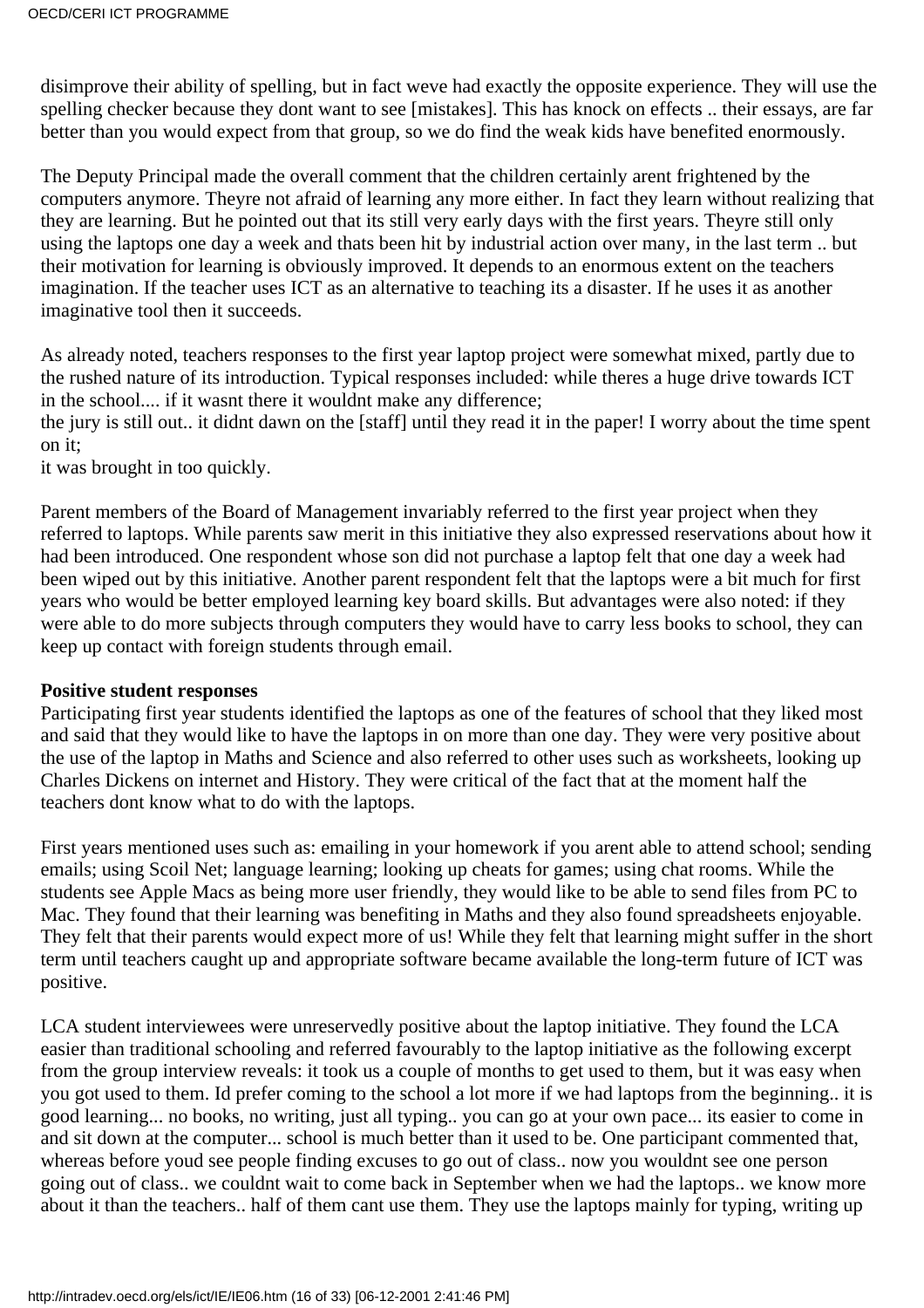disimprove their ability of spelling, but in fact weve had exactly the opposite experience. They will use the spelling checker because they dont want to see [mistakes]. This has knock on effects .. their essays, are far better than you would expect from that group, so we do find the weak kids have benefited enormously.

The Deputy Principal made the overall comment that the children certainly arent frightened by the computers anymore. Theyre not afraid of learning any more either. In fact they learn without realizing that they are learning. But he pointed out that its still very early days with the first years. Theyre still only using the laptops one day a week and thats been hit by industrial action over many, in the last term .. but their motivation for learning is obviously improved. It depends to an enormous extent on the teachers imagination. If the teacher uses ICT as an alternative to teaching its a disaster. If he uses it as another imaginative tool then it succeeds.

As already noted, teachers responses to the first year laptop project were somewhat mixed, partly due to the rushed nature of its introduction. Typical responses included: while theres a huge drive towards ICT in the school.... if it wasnt there it wouldnt make any difference;
the jury is still out.. it didnt dawn on the [staff] until they read it in the paper! I worry about the time spent on it;
it was brought in too quickly.

Parent members of the Board of Management invariably referred to the first year project when they referred to laptops. While parents saw merit in this initiative they also expressed reservations about how it had been introduced. One respondent whose son did not purchase a laptop felt that one day a week had been wiped out by this initiative. Another parent respondent felt that the laptops were a bit much for first years who would be better employed learning key board skills. But advantages were also noted: if they were able to do more subjects through computers they would have to carry less books to school, they can keep up contact with foreign students through email.

**Positive student responses**
Participating first year students identified the laptops as one of the features of school that they liked most and said that they would like to have the laptops in on more than one day. They were very positive about the use of the laptop in Maths and Science and also referred to other uses such as worksheets, looking up Charles Dickens on internet and History. They were critical of the fact that at the moment half the teachers dont know what to do with the laptops.

First years mentioned uses such as: emailing in your homework if you arent able to attend school; sending emails; using Scoil Net; language learning; looking up cheats for games; using chat rooms. While the students see Apple Macs as being more user friendly, they would like to be able to send files from PC to Mac. They found that their learning was benefiting in Maths and they also found spreadsheets enjoyable. They felt that their parents would expect more of us! While they felt that learning might suffer in the short term until teachers caught up and appropriate software became available the long-term future of ICT was positive.

LCA student interviewees were unreservedly positive about the laptop initiative. They found the LCA easier than traditional schooling and referred favourably to the laptop initiative as the following excerpt from the group interview reveals: it took us a couple of months to get used to them, but it was easy when you got used to them. Id prefer coming to the school a lot more if we had laptops from the beginning.. it is good learning... no books, no writing, just all typing.. you can go at your own pace... its easier to come in and sit down at the computer... school is much better than it used to be. One participant commented that, whereas before youd see people finding excuses to go out of class.. now you wouldnt see one person going out of class.. we couldnt wait to come back in September when we had the laptops.. we know more about it than the teachers.. half of them cant use them. They use the laptops mainly for typing, writing up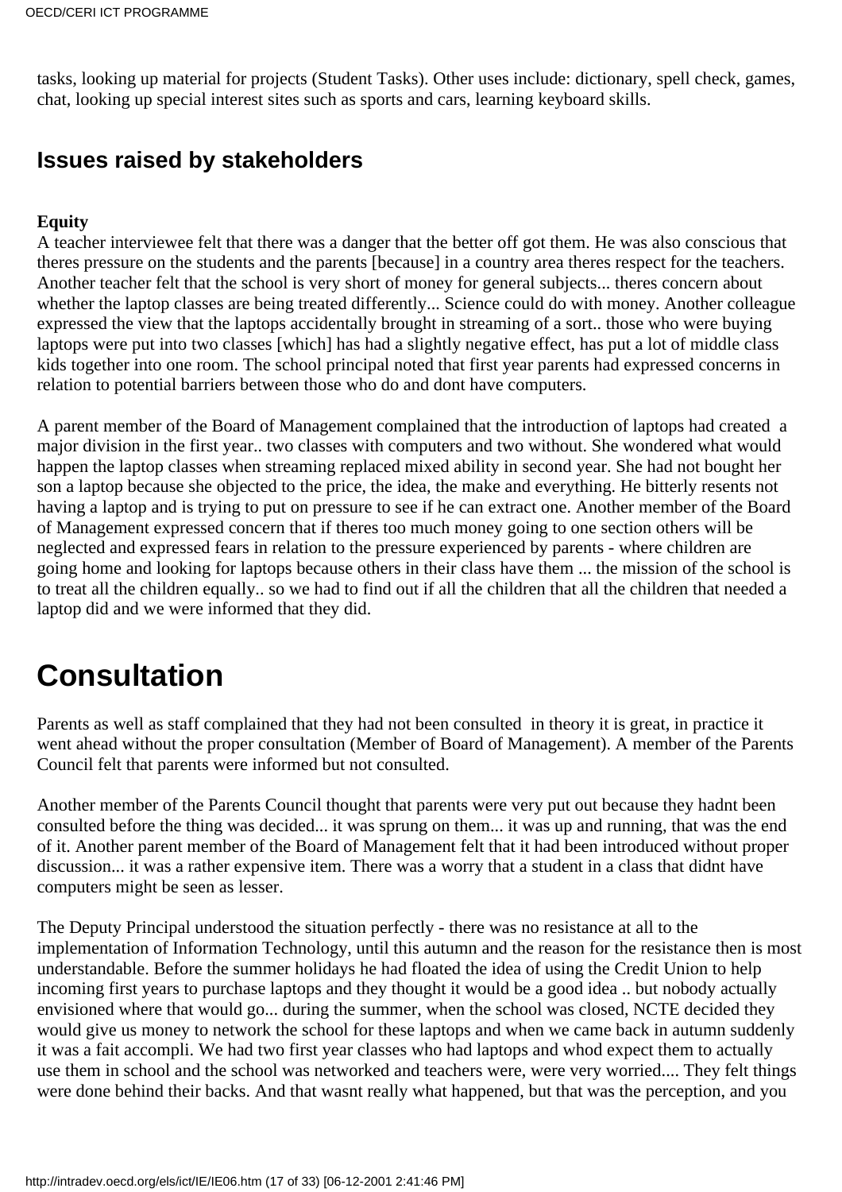tasks, looking up material for projects (Student Tasks). Other uses include: dictionary, spell check, games, chat, looking up special interest sites such as sports and cars, learning keyboard skills.

## Issues raised by stakeholders

**Equity**

A teacher interviewee felt that there was a danger that the better off got them. He was also conscious that theres pressure on the students and the parents [because] in a country area theres respect for the teachers. Another teacher felt that the school is very short of money for general subjects... theres concern about whether the laptop classes are being treated differently... Science could do with money. Another colleague expressed the view that the laptops accidentally brought in streaming of a sort.. those who were buying laptops were put into two classes [which] has had a slightly negative effect, has put a lot of middle class kids together into one room. The school principal noted that first year parents had expressed concerns in relation to potential barriers between those who do and dont have computers.

A parent member of the Board of Management complained that the introduction of laptops had created a major division in the first year.. two classes with computers and two without. She wondered what would happen the laptop classes when streaming replaced mixed ability in second year. She had not bought her son a laptop because she objected to the price, the idea, the make and everything. He bitterly resents not having a laptop and is trying to put on pressure to see if he can extract one. Another member of the Board of Management expressed concern that if theres too much money going to one section others will be neglected and expressed fears in relation to the pressure experienced by parents - where children are going home and looking for laptops because others in their class have them ... the mission of the school is to treat all the children equally.. so we had to find out if all the children that all the children that needed a laptop did and we were informed that they did.

# Consultation

Parents as well as staff complained that they had not been consulted in theory it is great, in practice it went ahead without the proper consultation (Member of Board of Management). A member of the Parents Council felt that parents were informed but not consulted.

Another member of the Parents Council thought that parents were very put out because they hadnt been consulted before the thing was decided... it was sprung on them... it was up and running, that was the end of it. Another parent member of the Board of Management felt that it had been introduced without proper discussion... it was a rather expensive item. There was a worry that a student in a class that didnt have computers might be seen as lesser.

The Deputy Principal understood the situation perfectly - there was no resistance at all to the implementation of Information Technology, until this autumn and the reason for the resistance then is most understandable. Before the summer holidays he had floated the idea of using the Credit Union to help incoming first years to purchase laptops and they thought it would be a good idea .. but nobody actually envisioned where that would go... during the summer, when the school was closed, NCTE decided they would give us money to network the school for these laptops and when we came back in autumn suddenly it was a fait accompli. We had two first year classes who had laptops and whod expect them to actually use them in school and the school was networked and teachers were, were very worried.... They felt things were done behind their backs. And that wasnt really what happened, but that was the perception, and you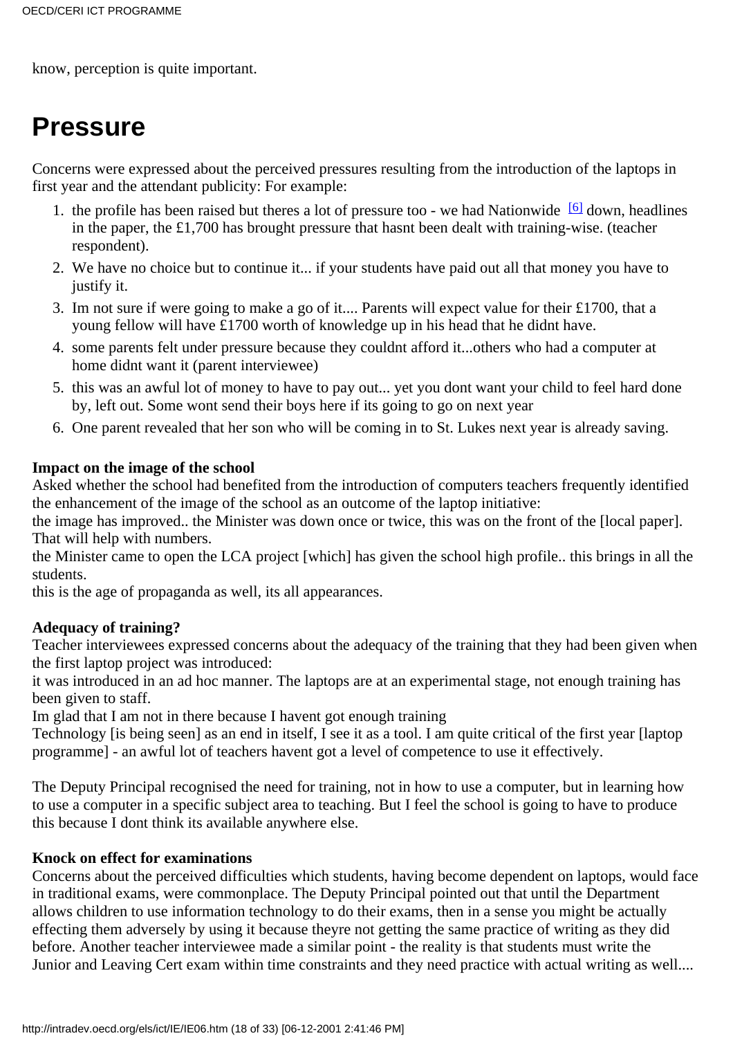know, perception is quite important.

# Pressure

Concerns were expressed about the perceived pressures resulting from the introduction of the laptops in first year and the attendant publicity: For example:

1. the profile has been raised but theres a lot of pressure too - we had Nationwide [6] down, headlines in the paper, the £1,700 has brought pressure that hasnt been dealt with training-wise. (teacher respondent).
2. We have no choice but to continue it... if your students have paid out all that money you have to justify it.
3. Im not sure if were going to make a go of it.... Parents will expect value for their £1700, that a young fellow will have £1700 worth of knowledge up in his head that he didnt have.
4. some parents felt under pressure because they couldnt afford it...others who had a computer at home didnt want it (parent interviewee)
5. this was an awful lot of money to have to pay out... yet you dont want your child to feel hard done by, left out. Some wont send their boys here if its going to go on next year
6. One parent revealed that her son who will be coming in to St. Lukes next year is already saving.

**Impact on the image of the school**
Asked whether the school had benefited from the introduction of computers teachers frequently identified the enhancement of the image of the school as an outcome of the laptop initiative:
the image has improved.. the Minister was down once or twice, this was on the front of the [local paper]. That will help with numbers.
the Minister came to open the LCA project [which] has given the school high profile.. this brings in all the students.
this is the age of propaganda as well, its all appearances.

**Adequacy of training?**
Teacher interviewees expressed concerns about the adequacy of the training that they had been given when the first laptop project was introduced:
it was introduced in an ad hoc manner. The laptops are at an experimental stage, not enough training has been given to staff.
Im glad that I am not in there because I havent got enough training
Technology [is being seen] as an end in itself, I see it as a tool. I am quite critical of the first year [laptop programme] - an awful lot of teachers havent got a level of competence to use it effectively.

The Deputy Principal recognised the need for training, not in how to use a computer, but in learning how to use a computer in a specific subject area to teaching. But I feel the school is going to have to produce this because I dont think its available anywhere else.

**Knock on effect for examinations**
Concerns about the perceived difficulties which students, having become dependent on laptops, would face in traditional exams, were commonplace. The Deputy Principal pointed out that until the Department allows children to use information technology to do their exams, then in a sense you might be actually effecting them adversely by using it because theyre not getting the same practice of writing as they did before. Another teacher interviewee made a similar point - the reality is that students must write the Junior and Leaving Cert exam within time constraints and they need practice with actual writing as well....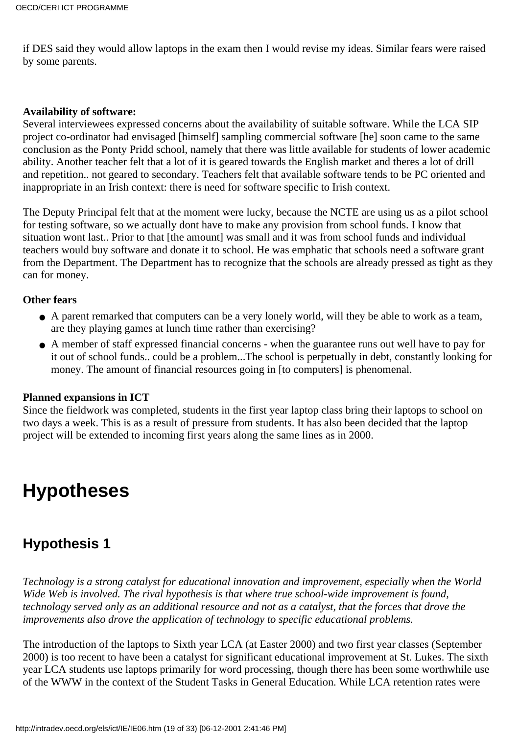if DES said they would allow laptops in the exam then I would revise my ideas. Similar fears were raised by some parents.

**Availability of software:**
Several interviewees expressed concerns about the availability of suitable software. While the LCA SIP project co-ordinator had envisaged [himself] sampling commercial software [he] soon came to the same conclusion as the Ponty Pridd school, namely that there was little available for students of lower academic ability. Another teacher felt that a lot of it is geared towards the English market and theres a lot of drill and repetition.. not geared to secondary. Teachers felt that available software tends to be PC oriented and inappropriate in an Irish context: there is need for software specific to Irish context.

The Deputy Principal felt that at the moment were lucky, because the NCTE are using us as a pilot school for testing software, so we actually dont have to make any provision from school funds. I know that situation wont last.. Prior to that [the amount] was small and it was from school funds and individual teachers would buy software and donate it to school. He was emphatic that schools need a software grant from the Department. The Department has to recognize that the schools are already pressed as tight as they can for money.

**Other fears**

- A parent remarked that computers can be a very lonely world, will they be able to work as a team, are they playing games at lunch time rather than exercising?
- A member of staff expressed financial concerns - when the guarantee runs out well have to pay for it out of school funds.. could be a problem...The school is perpetually in debt, constantly looking for money. The amount of financial resources going in [to computers] is phenomenal.

**Planned expansions in ICT**
Since the fieldwork was completed, students in the first year laptop class bring their laptops to school on two days a week. This is as a result of pressure from students. It has also been decided that the laptop project will be extended to incoming first years along the same lines as in 2000.

# Hypotheses

## Hypothesis 1

*Technology is a strong catalyst for educational innovation and improvement, especially when the World Wide Web is involved. The rival hypothesis is that where true school-wide improvement is found, technology served only as an additional resource and not as a catalyst, that the forces that drove the improvements also drove the application of technology to specific educational problems.*

The introduction of the laptops to Sixth year LCA (at Easter 2000) and two first year classes (September 2000) is too recent to have been a catalyst for significant educational improvement at St. Lukes. The sixth year LCA students use laptops primarily for word processing, though there has been some worthwhile use of the WWW in the context of the Student Tasks in General Education. While LCA retention rates were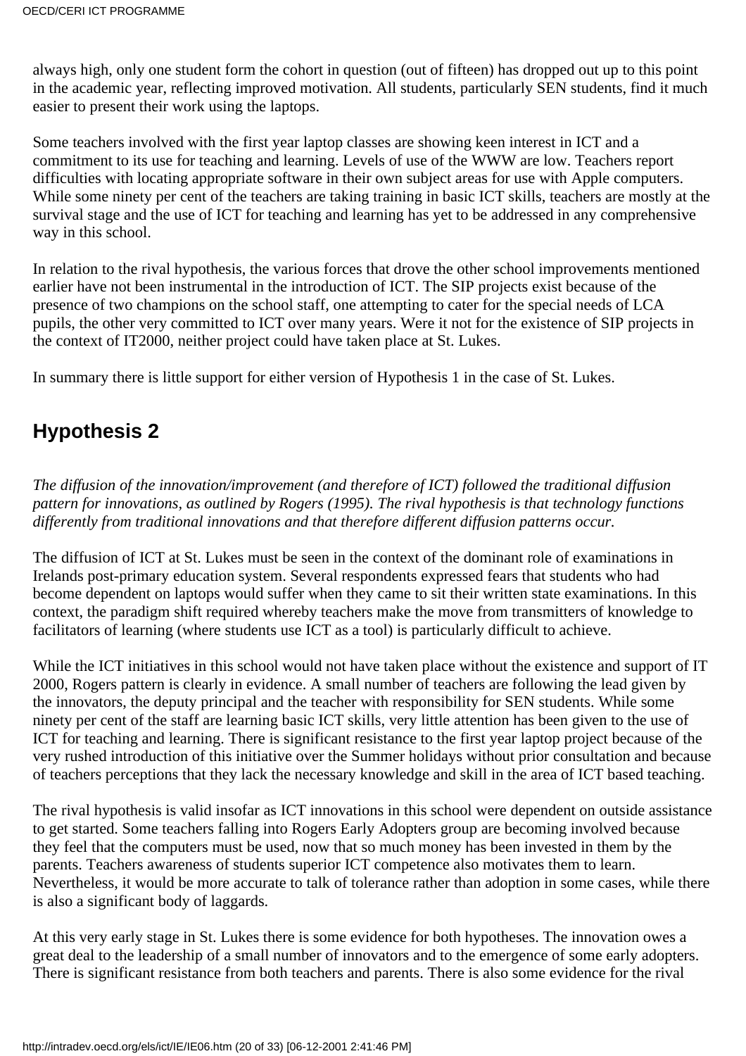always high, only one student form the cohort in question (out of fifteen) has dropped out up to this point in the academic year, reflecting improved motivation. All students, particularly SEN students, find it much easier to present their work using the laptops.

Some teachers involved with the first year laptop classes are showing keen interest in ICT and a commitment to its use for teaching and learning. Levels of use of the WWW are low. Teachers report difficulties with locating appropriate software in their own subject areas for use with Apple computers. While some ninety per cent of the teachers are taking training in basic ICT skills, teachers are mostly at the survival stage and the use of ICT for teaching and learning has yet to be addressed in any comprehensive way in this school.

In relation to the rival hypothesis, the various forces that drove the other school improvements mentioned earlier have not been instrumental in the introduction of ICT. The SIP projects exist because of the presence of two champions on the school staff, one attempting to cater for the special needs of LCA pupils, the other very committed to ICT over many years. Were it not for the existence of SIP projects in the context of IT2000, neither project could have taken place at St. Lukes.

In summary there is little support for either version of Hypothesis 1 in the case of St. Lukes.

## Hypothesis 2

*The diffusion of the innovation/improvement (and therefore of ICT) followed the traditional diffusion pattern for innovations, as outlined by Rogers (1995). The rival hypothesis is that technology functions differently from traditional innovations and that therefore different diffusion patterns occur.*

The diffusion of ICT at St. Lukes must be seen in the context of the dominant role of examinations in Irelands post-primary education system. Several respondents expressed fears that students who had become dependent on laptops would suffer when they came to sit their written state examinations. In this context, the paradigm shift required whereby teachers make the move from transmitters of knowledge to facilitators of learning (where students use ICT as a tool) is particularly difficult to achieve.

While the ICT initiatives in this school would not have taken place without the existence and support of IT 2000, Rogers pattern is clearly in evidence. A small number of teachers are following the lead given by the innovators, the deputy principal and the teacher with responsibility for SEN students. While some ninety per cent of the staff are learning basic ICT skills, very little attention has been given to the use of ICT for teaching and learning. There is significant resistance to the first year laptop project because of the very rushed introduction of this initiative over the Summer holidays without prior consultation and because of teachers perceptions that they lack the necessary knowledge and skill in the area of ICT based teaching.

The rival hypothesis is valid insofar as ICT innovations in this school were dependent on outside assistance to get started. Some teachers falling into Rogers Early Adopters group are becoming involved because they feel that the computers must be used, now that so much money has been invested in them by the parents. Teachers awareness of students superior ICT competence also motivates them to learn. Nevertheless, it would be more accurate to talk of tolerance rather than adoption in some cases, while there is also a significant body of laggards.

At this very early stage in St. Lukes there is some evidence for both hypotheses. The innovation owes a great deal to the leadership of a small number of innovators and to the emergence of some early adopters. There is significant resistance from both teachers and parents. There is also some evidence for the rival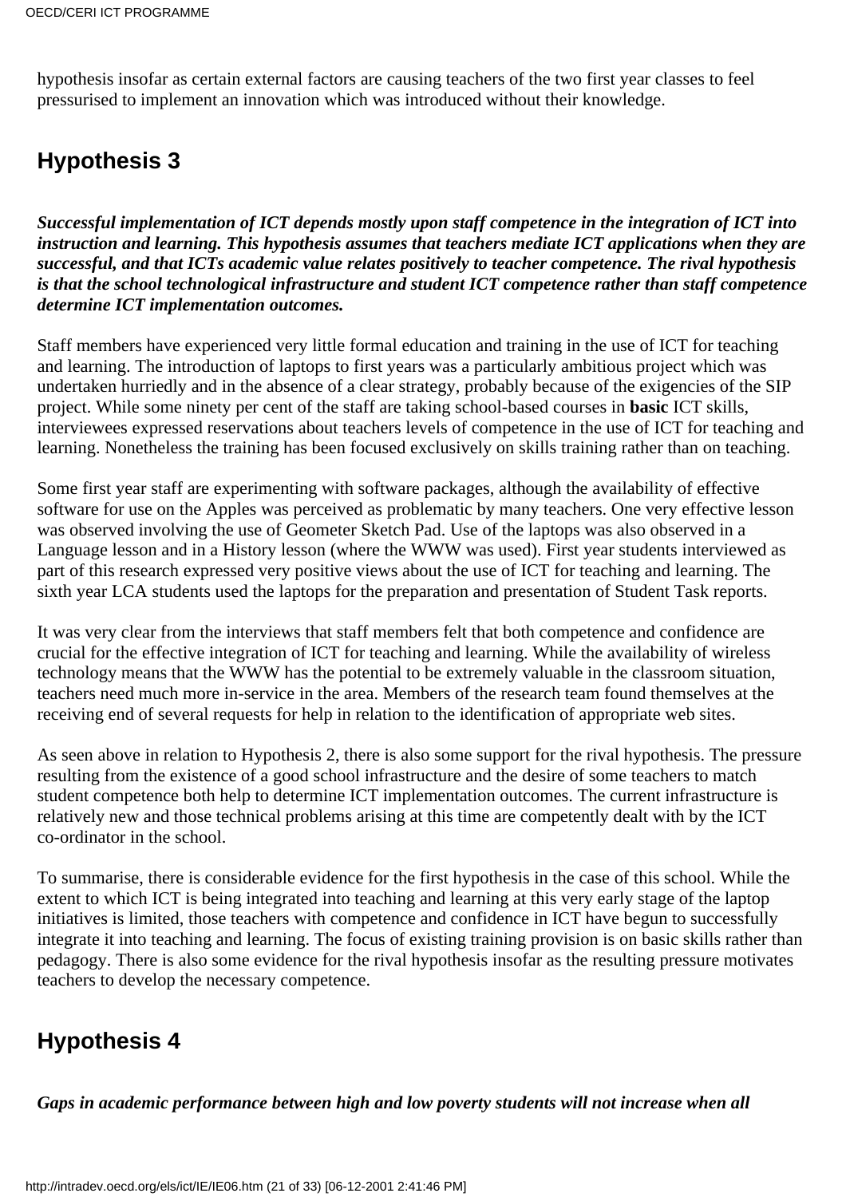hypothesis insofar as certain external factors are causing teachers of the two first year classes to feel pressurised to implement an innovation which was introduced without their knowledge.

## Hypothesis 3

***Successful implementation of ICT depends mostly upon staff competence in the integration of ICT into instruction and learning. This hypothesis assumes that teachers mediate ICT applications when they are successful, and that ICTs academic value relates positively to teacher competence. The rival hypothesis is that the school technological infrastructure and student ICT competence rather than staff competence determine ICT implementation outcomes.***

Staff members have experienced very little formal education and training in the use of ICT for teaching and learning. The introduction of laptops to first years was a particularly ambitious project which was undertaken hurriedly and in the absence of a clear strategy, probably because of the exigencies of the SIP project. While some ninety per cent of the staff are taking school-based courses in **basic** ICT skills, interviewees expressed reservations about teachers levels of competence in the use of ICT for teaching and learning. Nonetheless the training has been focused exclusively on skills training rather than on teaching.

Some first year staff are experimenting with software packages, although the availability of effective software for use on the Apples was perceived as problematic by many teachers. One very effective lesson was observed involving the use of Geometer Sketch Pad. Use of the laptops was also observed in a Language lesson and in a History lesson (where the WWW was used). First year students interviewed as part of this research expressed very positive views about the use of ICT for teaching and learning. The sixth year LCA students used the laptops for the preparation and presentation of Student Task reports.

It was very clear from the interviews that staff members felt that both competence and confidence are crucial for the effective integration of ICT for teaching and learning. While the availability of wireless technology means that the WWW has the potential to be extremely valuable in the classroom situation, teachers need much more in-service in the area. Members of the research team found themselves at the receiving end of several requests for help in relation to the identification of appropriate web sites.

As seen above in relation to Hypothesis 2, there is also some support for the rival hypothesis. The pressure resulting from the existence of a good school infrastructure and the desire of some teachers to match student competence both help to determine ICT implementation outcomes. The current infrastructure is relatively new and those technical problems arising at this time are competently dealt with by the ICT co-ordinator in the school.

To summarise, there is considerable evidence for the first hypothesis in the case of this school. While the extent to which ICT is being integrated into teaching and learning at this very early stage of the laptop initiatives is limited, those teachers with competence and confidence in ICT have begun to successfully integrate it into teaching and learning. The focus of existing training provision is on basic skills rather than pedagogy. There is also some evidence for the rival hypothesis insofar as the resulting pressure motivates teachers to develop the necessary competence.

## Hypothesis 4

***Gaps in academic performance between high and low poverty students will not increase when all***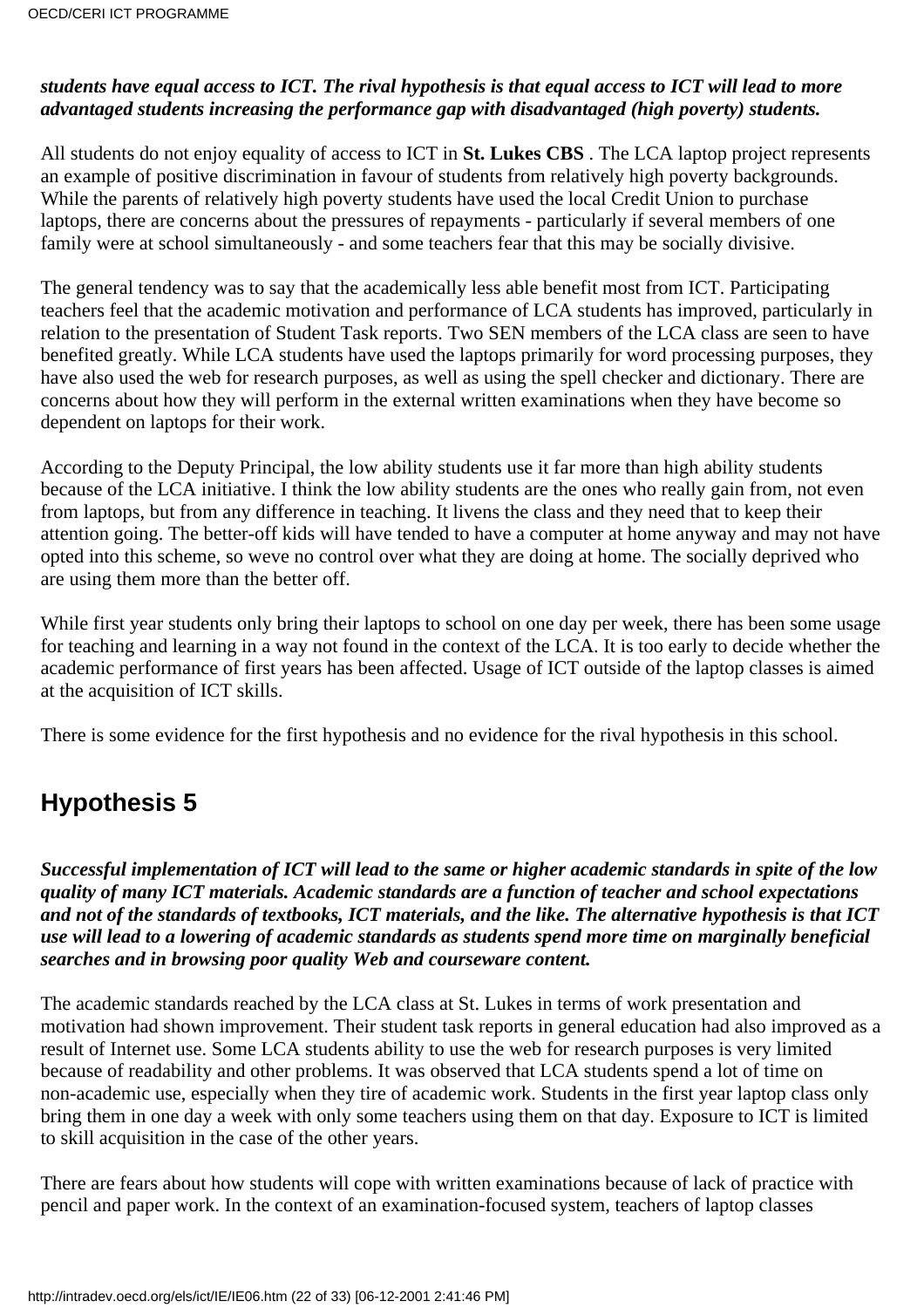***students have equal access to ICT. The rival hypothesis is that equal access to ICT will lead to more advantaged students increasing the performance gap with disadvantaged (high poverty) students.***

All students do not enjoy equality of access to ICT in **St. Lukes CBS** . The LCA laptop project represents an example of positive discrimination in favour of students from relatively high poverty backgrounds. While the parents of relatively high poverty students have used the local Credit Union to purchase laptops, there are concerns about the pressures of repayments - particularly if several members of one family were at school simultaneously - and some teachers fear that this may be socially divisive.

The general tendency was to say that the academically less able benefit most from ICT. Participating teachers feel that the academic motivation and performance of LCA students has improved, particularly in relation to the presentation of Student Task reports. Two SEN members of the LCA class are seen to have benefited greatly. While LCA students have used the laptops primarily for word processing purposes, they have also used the web for research purposes, as well as using the spell checker and dictionary. There are concerns about how they will perform in the external written examinations when they have become so dependent on laptops for their work.

According to the Deputy Principal, the low ability students use it far more than high ability students because of the LCA initiative. I think the low ability students are the ones who really gain from, not even from laptops, but from any difference in teaching. It livens the class and they need that to keep their attention going. The better-off kids will have tended to have a computer at home anyway and may not have opted into this scheme, so weve no control over what they are doing at home. The socially deprived who are using them more than the better off.

While first year students only bring their laptops to school on one day per week, there has been some usage for teaching and learning in a way not found in the context of the LCA. It is too early to decide whether the academic performance of first years has been affected. Usage of ICT outside of the laptop classes is aimed at the acquisition of ICT skills.

There is some evidence for the first hypothesis and no evidence for the rival hypothesis in this school.

## Hypothesis 5

***Successful implementation of ICT will lead to the same or higher academic standards in spite of the low quality of many ICT materials. Academic standards are a function of teacher and school expectations and not of the standards of textbooks, ICT materials, and the like. The alternative hypothesis is that ICT use will lead to a lowering of academic standards as students spend more time on marginally beneficial searches and in browsing poor quality Web and courseware content.***

The academic standards reached by the LCA class at St. Lukes in terms of work presentation and motivation had shown improvement. Their student task reports in general education had also improved as a result of Internet use. Some LCA students ability to use the web for research purposes is very limited because of readability and other problems. It was observed that LCA students spend a lot of time on non-academic use, especially when they tire of academic work. Students in the first year laptop class only bring them in one day a week with only some teachers using them on that day. Exposure to ICT is limited to skill acquisition in the case of the other years.

There are fears about how students will cope with written examinations because of lack of practice with pencil and paper work. In the context of an examination-focused system, teachers of laptop classes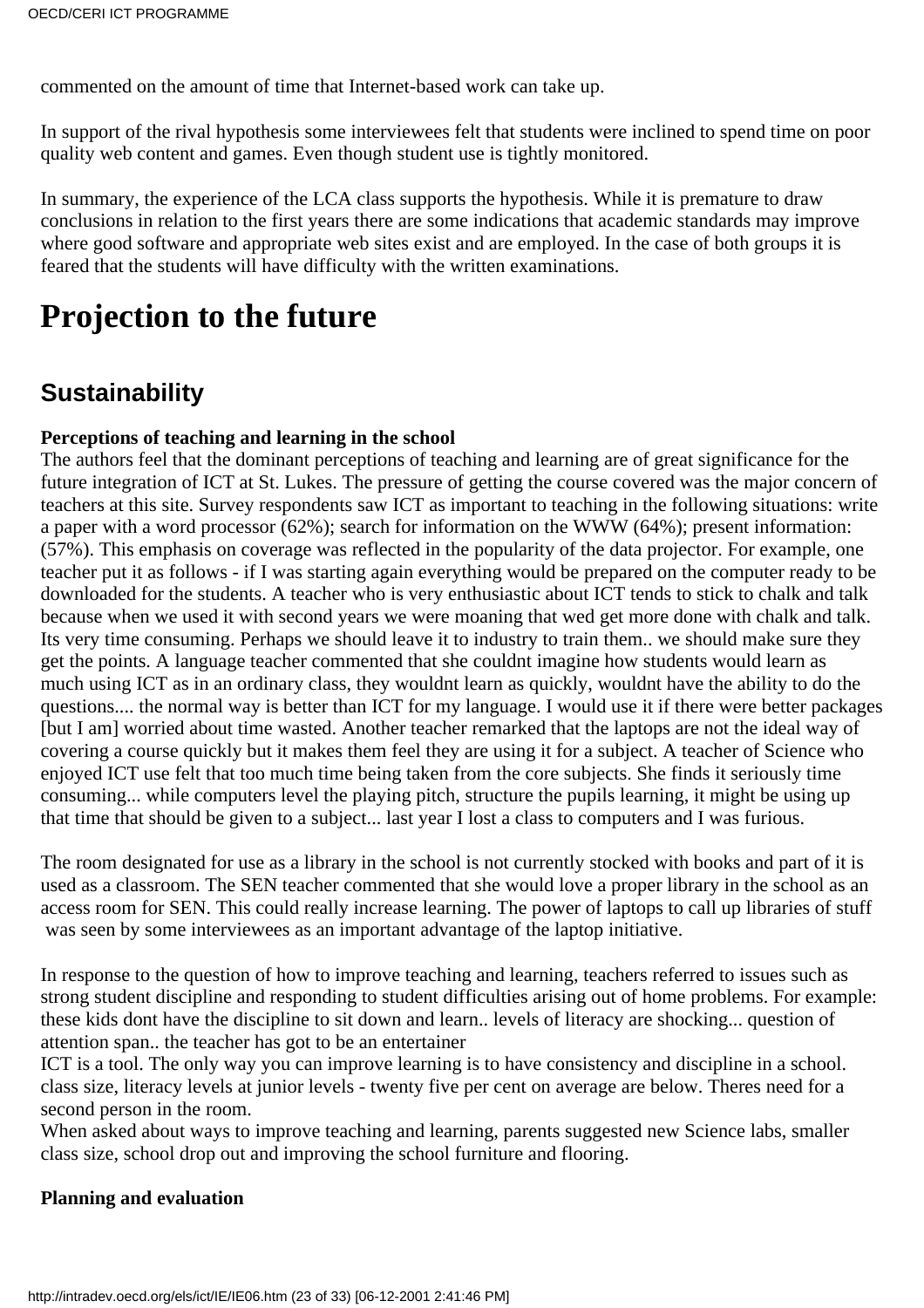commented on the amount of time that Internet-based work can take up.

In support of the rival hypothesis some interviewees felt that students were inclined to spend time on poor quality web content and games. Even though student use is tightly monitored.

In summary, the experience of the LCA class supports the hypothesis. While it is premature to draw conclusions in relation to the first years there are some indications that academic standards may improve where good software and appropriate web sites exist and are employed. In the case of both groups it is feared that the students will have difficulty with the written examinations.

# Projection to the future

## Sustainability

**Perceptions of teaching and learning in the school**

The authors feel that the dominant perceptions of teaching and learning are of great significance for the future integration of ICT at St. Lukes. The pressure of getting the course covered was the major concern of teachers at this site. Survey respondents saw ICT as important to teaching in the following situations: write a paper with a word processor (62%); search for information on the WWW (64%); present information: (57%). This emphasis on coverage was reflected in the popularity of the data projector. For example, one teacher put it as follows - if I was starting again everything would be prepared on the computer ready to be downloaded for the students. A teacher who is very enthusiastic about ICT tends to stick to chalk and talk because when we used it with second years we were moaning that wed get more done with chalk and talk. Its very time consuming. Perhaps we should leave it to industry to train them.. we should make sure they get the points. A language teacher commented that she couldnt imagine how students would learn as much using ICT as in an ordinary class, they wouldnt learn as quickly, wouldnt have the ability to do the questions.... the normal way is better than ICT for my language. I would use it if there were better packages [but I am] worried about time wasted. Another teacher remarked that the laptops are not the ideal way of covering a course quickly but it makes them feel they are using it for a subject. A teacher of Science who enjoyed ICT use felt that too much time being taken from the core subjects. She finds it seriously time consuming... while computers level the playing pitch, structure the pupils learning, it might be using up that time that should be given to a subject... last year I lost a class to computers and I was furious.

The room designated for use as a library in the school is not currently stocked with books and part of it is used as a classroom. The SEN teacher commented that she would love a proper library in the school as an access room for SEN. This could really increase learning. The power of laptops to call up libraries of stuff was seen by some interviewees as an important advantage of the laptop initiative.

In response to the question of how to improve teaching and learning, teachers referred to issues such as strong student discipline and responding to student difficulties arising out of home problems. For example: these kids dont have the discipline to sit down and learn.. levels of literacy are shocking... question of attention span.. the teacher has got to be an entertainer

ICT is a tool. The only way you can improve learning is to have consistency and discipline in a school. class size, literacy levels at junior levels - twenty five per cent on average are below. Theres need for a second person in the room.

When asked about ways to improve teaching and learning, parents suggested new Science labs, smaller class size, school drop out and improving the school furniture and flooring.

**Planning and evaluation**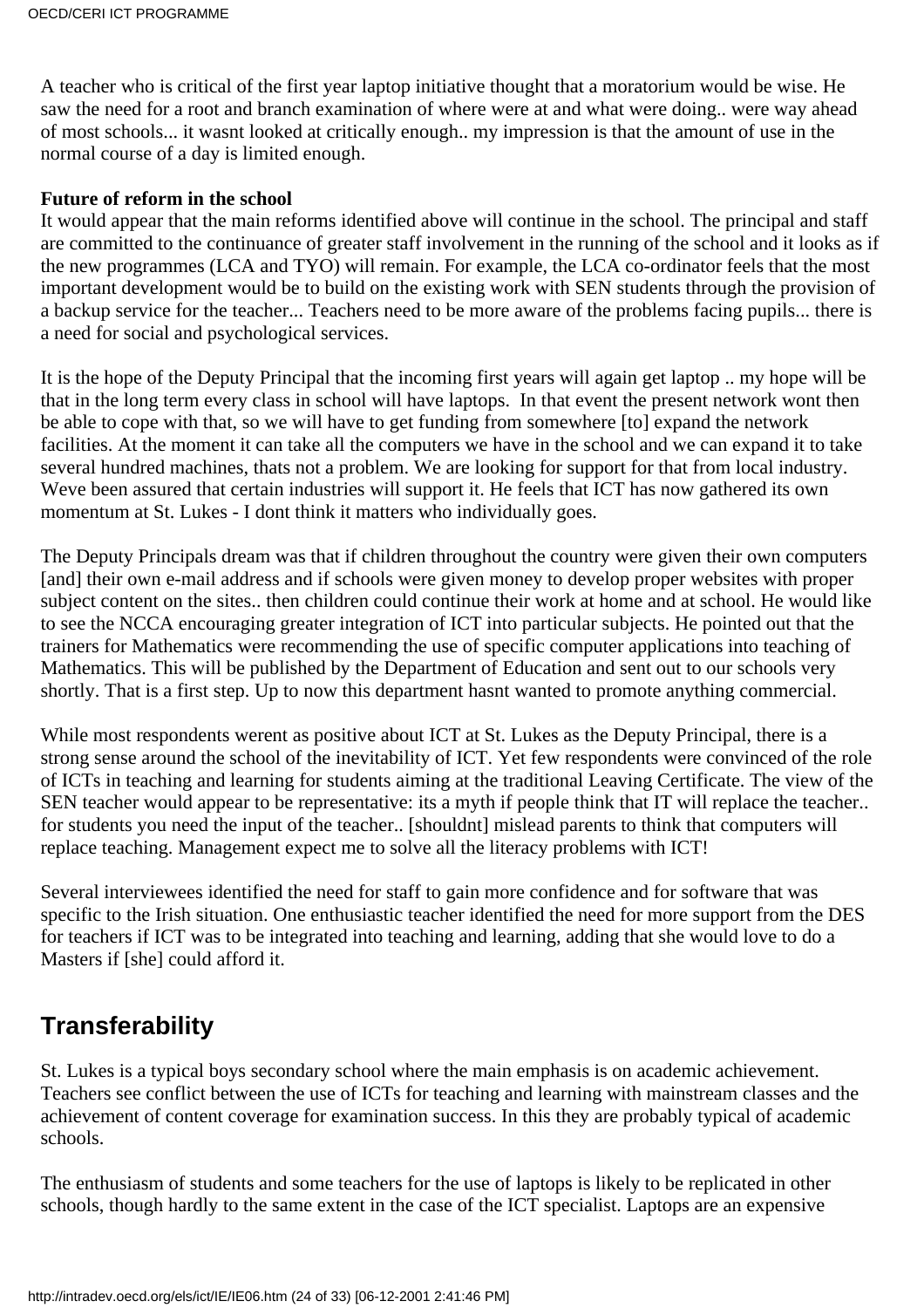A teacher who is critical of the first year laptop initiative thought that a moratorium would be wise. He saw the need for a root and branch examination of where were at and what were doing.. were way ahead of most schools... it wasnt looked at critically enough.. my impression is that the amount of use in the normal course of a day is limited enough.

**Future of reform in the school**

It would appear that the main reforms identified above will continue in the school. The principal and staff are committed to the continuance of greater staff involvement in the running of the school and it looks as if the new programmes (LCA and TYO) will remain. For example, the LCA co-ordinator feels that the most important development would be to build on the existing work with SEN students through the provision of a backup service for the teacher... Teachers need to be more aware of the problems facing pupils... there is a need for social and psychological services.

It is the hope of the Deputy Principal that the incoming first years will again get laptop .. my hope will be that in the long term every class in school will have laptops. In that event the present network wont then be able to cope with that, so we will have to get funding from somewhere [to] expand the network facilities. At the moment it can take all the computers we have in the school and we can expand it to take several hundred machines, thats not a problem. We are looking for support for that from local industry. Weve been assured that certain industries will support it. He feels that ICT has now gathered its own momentum at St. Lukes - I dont think it matters who individually goes.

The Deputy Principals dream was that if children throughout the country were given their own computers [and] their own e-mail address and if schools were given money to develop proper websites with proper subject content on the sites.. then children could continue their work at home and at school. He would like to see the NCCA encouraging greater integration of ICT into particular subjects. He pointed out that the trainers for Mathematics were recommending the use of specific computer applications into teaching of Mathematics. This will be published by the Department of Education and sent out to our schools very shortly. That is a first step. Up to now this department hasnt wanted to promote anything commercial.

While most respondents werent as positive about ICT at St. Lukes as the Deputy Principal, there is a strong sense around the school of the inevitability of ICT. Yet few respondents were convinced of the role of ICTs in teaching and learning for students aiming at the traditional Leaving Certificate. The view of the SEN teacher would appear to be representative: its a myth if people think that IT will replace the teacher.. for students you need the input of the teacher.. [shouldnt] mislead parents to think that computers will replace teaching. Management expect me to solve all the literacy problems with ICT!

Several interviewees identified the need for staff to gain more confidence and for software that was specific to the Irish situation. One enthusiastic teacher identified the need for more support from the DES for teachers if ICT was to be integrated into teaching and learning, adding that she would love to do a Masters if [she] could afford it.

## Transferability

St. Lukes is a typical boys secondary school where the main emphasis is on academic achievement. Teachers see conflict between the use of ICTs for teaching and learning with mainstream classes and the achievement of content coverage for examination success. In this they are probably typical of academic schools.

The enthusiasm of students and some teachers for the use of laptops is likely to be replicated in other schools, though hardly to the same extent in the case of the ICT specialist. Laptops are an expensive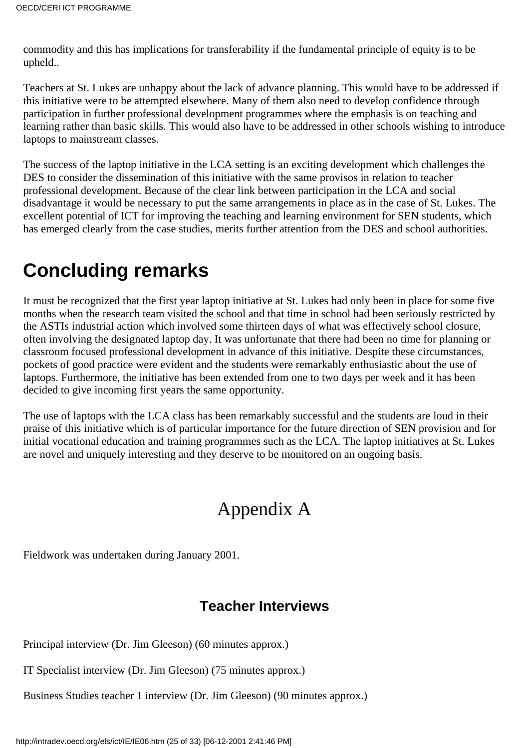commodity and this has implications for transferability if the fundamental principle of equity is to be upheld..

Teachers at St. Lukes are unhappy about the lack of advance planning. This would have to be addressed if this initiative were to be attempted elsewhere. Many of them also need to develop confidence through participation in further professional development programmes where the emphasis is on teaching and learning rather than basic skills. This would also have to be addressed in other schools wishing to introduce laptops to mainstream classes.

The success of the laptop initiative in the LCA setting is an exciting development which challenges the DES to consider the dissemination of this initiative with the same provisos in relation to teacher professional development. Because of the clear link between participation in the LCA and social disadvantage it would be necessary to put the same arrangements in place as in the case of St. Lukes. The excellent potential of ICT for improving the teaching and learning environment for SEN students, which has emerged clearly from the case studies, merits further attention from the DES and school authorities.

# Concluding remarks

It must be recognized that the first year laptop initiative at St. Lukes had only been in place for some five months when the research team visited the school and that time in school had been seriously restricted by the ASTIs industrial action which involved some thirteen days of what was effectively school closure, often involving the designated laptop day. It was unfortunate that there had been no time for planning or classroom focused professional development in advance of this initiative. Despite these circumstances, pockets of good practice were evident and the students were remarkably enthusiastic about the use of laptops. Furthermore, the initiative has been extended from one to two days per week and it has been decided to give incoming first years the same opportunity.

The use of laptops with the LCA class has been remarkably successful and the students are loud in their praise of this initiative which is of particular importance for the future direction of SEN provision and for initial vocational education and training programmes such as the LCA. The laptop initiatives at St. Lukes are novel and uniquely interesting and they deserve to be monitored on an ongoing basis.

# Appendix A

Fieldwork was undertaken during January 2001.

### Teacher Interviews

Principal interview (Dr. Jim Gleeson) (60 minutes approx.)

IT Specialist interview (Dr. Jim Gleeson) (75 minutes approx.)

Business Studies teacher 1 interview (Dr. Jim Gleeson) (90 minutes approx.)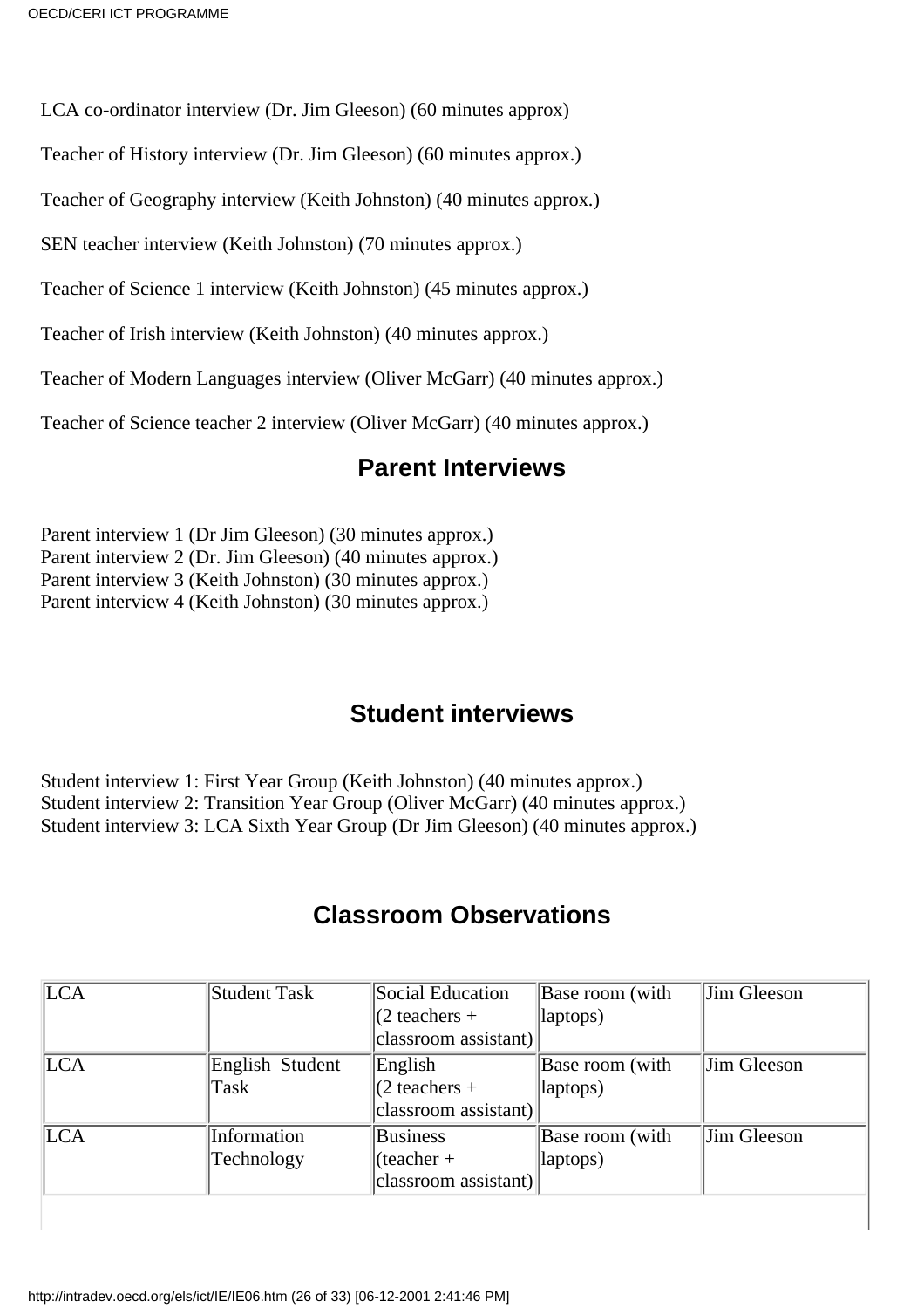LCA co-ordinator interview (Dr. Jim Gleeson) (60 minutes approx)

Teacher of History interview (Dr. Jim Gleeson) (60 minutes approx.)

Teacher of Geography interview (Keith Johnston) (40 minutes approx.)

SEN teacher interview (Keith Johnston) (70 minutes approx.)

Teacher of Science 1 interview (Keith Johnston) (45 minutes approx.)

Teacher of Irish interview (Keith Johnston) (40 minutes approx.)

Teacher of Modern Languages interview (Oliver McGarr) (40 minutes approx.)

Teacher of Science teacher 2 interview (Oliver McGarr) (40 minutes approx.)

## Parent Interviews

Parent interview 1 (Dr Jim Gleeson) (30 minutes approx.)
Parent interview 2 (Dr. Jim Gleeson) (40 minutes approx.)
Parent interview 3 (Keith Johnston) (30 minutes approx.)
Parent interview 4 (Keith Johnston) (30 minutes approx.)

## Student interviews

Student interview 1: First Year Group (Keith Johnston) (40 minutes approx.)
Student interview 2: Transition Year Group (Oliver McGarr) (40 minutes approx.)
Student interview 3: LCA Sixth Year Group (Dr Jim Gleeson) (40 minutes approx.)

## Classroom Observations

| | | | | |
|---|---|---|---|---|
| LCA | Student Task | Social Education (2 teachers + classroom assistant) | Base room (with laptops) | Jim Gleeson |
| LCA | English Student Task | English (2 teachers + classroom assistant) | Base room (with laptops) | Jim Gleeson |
| LCA | Information Technology | Business (teacher + classroom assistant) | Base room (with laptops) | Jim Gleeson |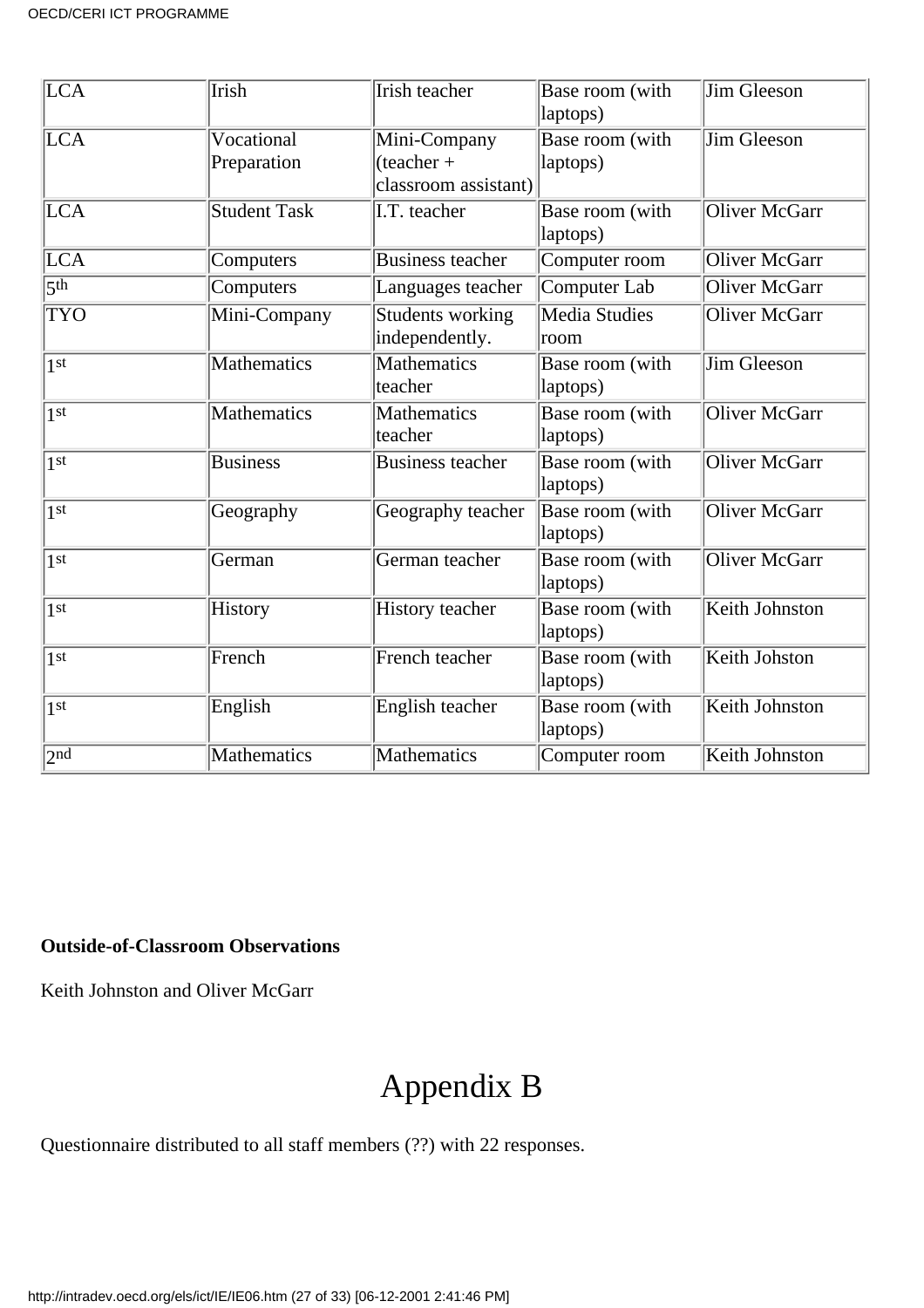| LCA | Irish | Irish teacher | Base room (with laptops) | Jim Gleeson |
|---|---|---|---|---|
| LCA | Vocational Preparation | Mini-Company (teacher + classroom assistant) | Base room (with laptops) | Jim Gleeson |
| LCA | Student Task | I.T. teacher | Base room (with laptops) | Oliver McGarr |
| LCA | Computers | Business teacher | Computer room | Oliver McGarr |
| 5th | Computers | Languages teacher | Computer Lab | Oliver McGarr |
| TYO | Mini-Company | Students working independently. | Media Studies room | Oliver McGarr |
| 1st | Mathematics | Mathematics teacher | Base room (with laptops) | Jim Gleeson |
| 1st | Mathematics | Mathematics teacher | Base room (with laptops) | Oliver McGarr |
| 1st | Business | Business teacher | Base room (with laptops) | Oliver McGarr |
| 1st | Geography | Geography teacher | Base room (with laptops) | Oliver McGarr |
| 1st | German | German teacher | Base room (with laptops) | Oliver McGarr |
| 1st | History | History teacher | Base room (with laptops) | Keith Johnston |
| 1st | French | French teacher | Base room (with laptops) | Keith Johston |
| 1st | English | English teacher | Base room (with laptops) | Keith Johnston |
| 2nd | Mathematics | Mathematics | Computer room | Keith Johnston |

**Outside-of-Classroom Observations**

Keith Johnston and Oliver McGarr

# Appendix B

Questionnaire distributed to all staff members (??) with 22 responses.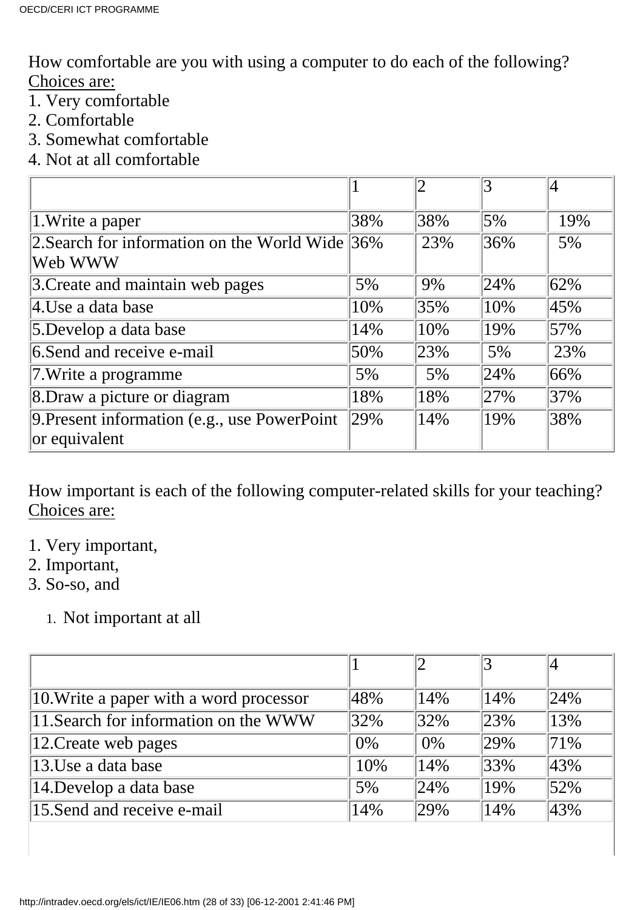How comfortable are you with using a computer to do each of the following?
Choices are:

1. Very comfortable
2. Comfortable
3. Somewhat comfortable
4. Not at all comfortable

| | 1 | 2 | 3 | 4 |
|---|---|---|---|---|
| 1.Write a paper | 38% | 38% | 5% | 19% |
| 2.Search for information on the World Wide Web WWW | 36% | 23% | 36% | 5% |
| 3.Create and maintain web pages | 5% | 9% | 24% | 62% |
| 4.Use a data base | 10% | 35% | 10% | 45% |
| 5.Develop a data base | 14% | 10% | 19% | 57% |
| 6.Send and receive e-mail | 50% | 23% | 5% | 23% |
| 7.Write a programme | 5% | 5% | 24% | 66% |
| 8.Draw a picture or diagram | 18% | 18% | 27% | 37% |
| 9.Present information (e.g., use PowerPoint or equivalent | 29% | 14% | 19% | 38% |

How important is each of the following computer-related skills for your teaching?
Choices are:

1. Very important,
2. Important,
3. So-so, and
4. Not important at all

| | 1 | 2 | 3 | 4 |
|---|---|---|---|---|
| 10.Write a paper with a word processor | 48% | 14% | 14% | 24% |
| 11.Search for information on the WWW | 32% | 32% | 23% | 13% |
| 12.Create web pages | 0% | 0% | 29% | 71% |
| 13.Use a data base | 10% | 14% | 33% | 43% |
| 14.Develop a data base | 5% | 24% | 19% | 52% |
| 15.Send and receive e-mail | 14% | 29% | 14% | 43% |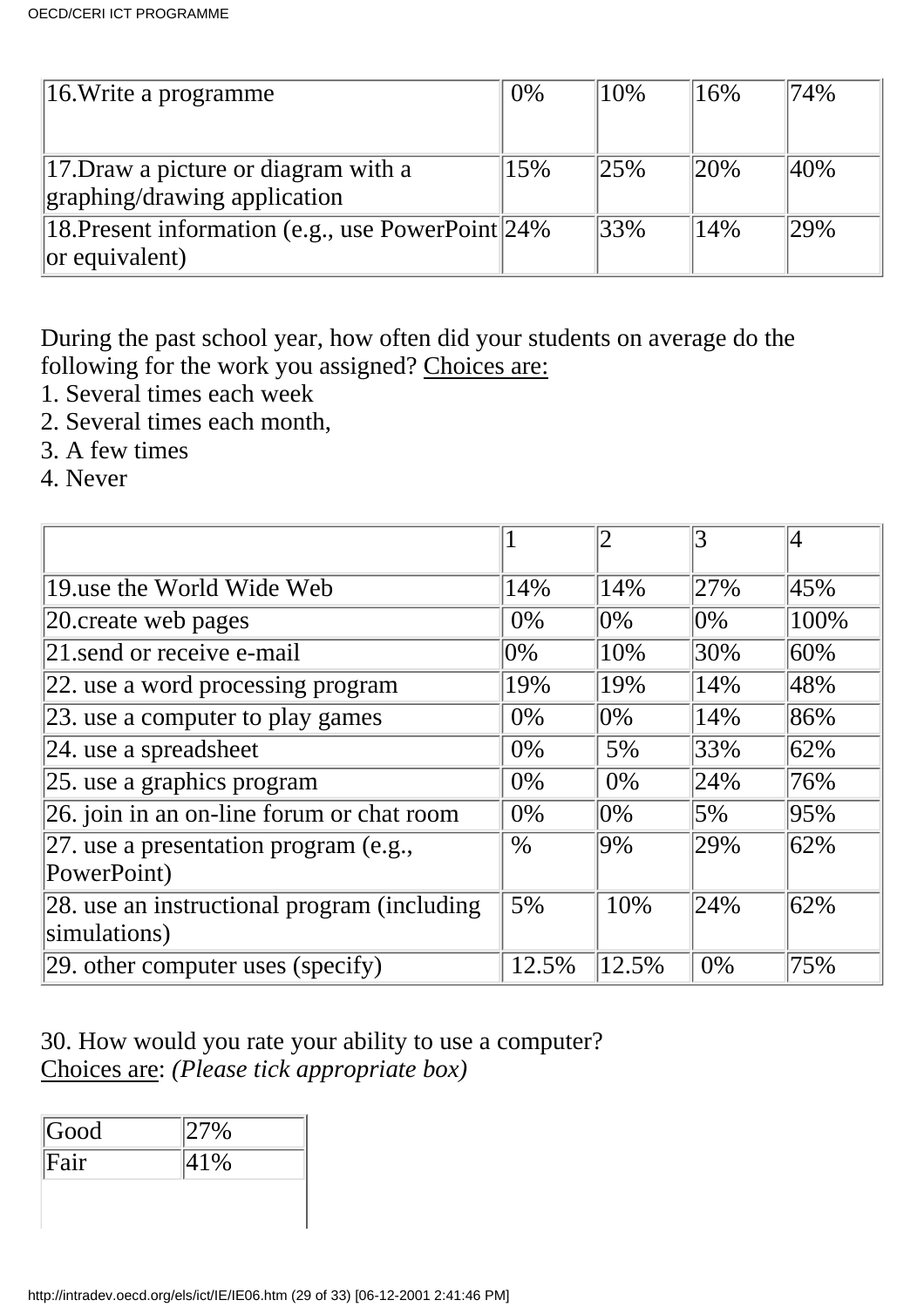| | | | | |
|---|---|---|---|---|
| 16.Write a programme | 0% | 10% | 16% | 74% |
| 17.Draw a picture or diagram with a graphing/drawing application | 15% | 25% | 20% | 40% |
| 18.Present information (e.g., use PowerPoint or equivalent) | 24% | 33% | 14% | 29% |

During the past school year, how often did your students on average do the following for the work you assigned? Choices are:
1. Several times each week
2. Several times each month,
3. A few times
4. Never

| | 1 | 2 | 3 | 4 |
|---|---|---|---|---|
| 19.use the World Wide Web | 14% | 14% | 27% | 45% |
| 20.create web pages | 0% | 0% | 0% | 100% |
| 21.send or receive e-mail | 0% | 10% | 30% | 60% |
| 22. use a word processing program | 19% | 19% | 14% | 48% |
| 23. use a computer to play games | 0% | 0% | 14% | 86% |
| 24. use a spreadsheet | 0% | 5% | 33% | 62% |
| 25. use a graphics program | 0% | 0% | 24% | 76% |
| 26. join in an on-line forum or chat room | 0% | 0% | 5% | 95% |
| 27. use a presentation program (e.g., PowerPoint) | % | 9% | 29% | 62% |
| 28. use an instructional program (including simulations) | 5% | 10% | 24% | 62% |
| 29. other computer uses (specify) | 12.5% | 12.5% | 0% | 75% |

30. How would you rate your ability to use a computer?
Choices are: *(Please tick appropriate box)*

| | |
|---|---|
| Good | 27% |
| Fair | 41% |
| | |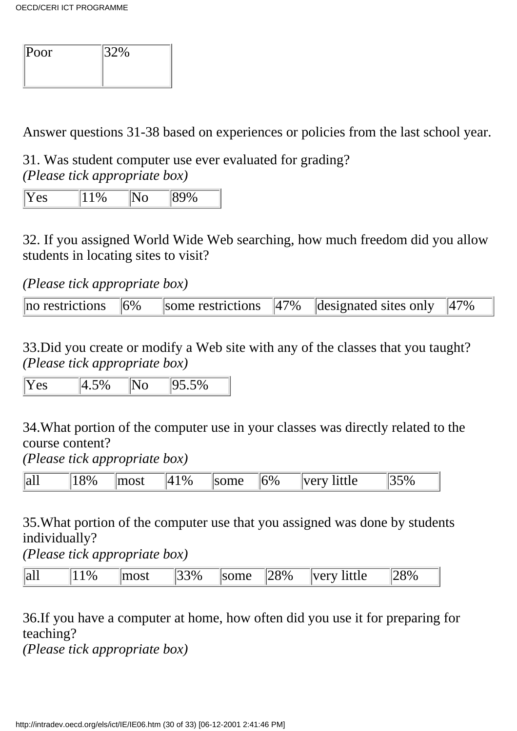| Poor | 32% |
|---|---|

Answer questions 31-38 based on experiences or policies from the last school year.

31. Was student computer use ever evaluated for grading?
*(Please tick appropriate box)*

| Yes | 11% | No | 89% |
|---|---|---|---|

32. If you assigned World Wide Web searching, how much freedom did you allow students in locating sites to visit?

*(Please tick appropriate box)*

| no restrictions | 6% | some restrictions | 47% | designated sites only | 47% |
|---|---|---|---|---|---|

33.Did you create or modify a Web site with any of the classes that you taught?
*(Please tick appropriate box)*

| Yes | 4.5% | No | 95.5% |
|---|---|---|---|

34.What portion of the computer use in your classes was directly related to the course content?
*(Please tick appropriate box)*

| all | 18% | most | 41% | some | 6% | very little | 35% |
|---|---|---|---|---|---|---|---|

35.What portion of the computer use that you assigned was done by students individually?
*(Please tick appropriate box)*

| all | 11% | most | 33% | some | 28% | very little | 28% |
|---|---|---|---|---|---|---|---|

36.If you have a computer at home, how often did you use it for preparing for teaching?
*(Please tick appropriate box)*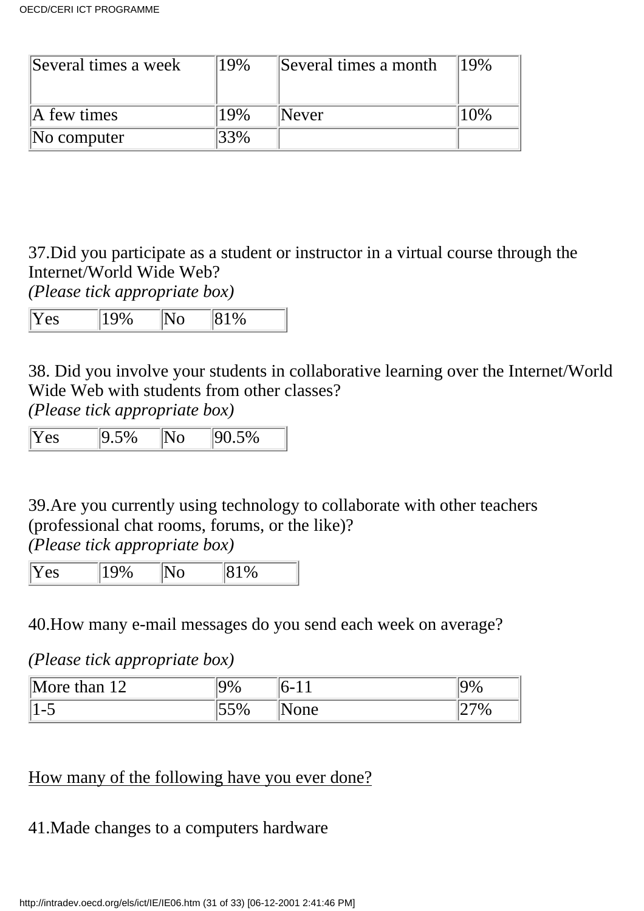| Several times a week | 19% | Several times a month | 19% |
|---|---|---|---|
| A few times | 19% | Never | 10% |
| No computer | 33% | | |

37.Did you participate as a student or instructor in a virtual course through the Internet/World Wide Web?
*(Please tick appropriate box)*

| Yes | 19% | No | 81% |
|---|---|---|---|

38. Did you involve your students in collaborative learning over the Internet/World Wide Web with students from other classes?
*(Please tick appropriate box)*

| Yes | 9.5% | No | 90.5% |
|---|---|---|---|

39.Are you currently using technology to collaborate with other teachers (professional chat rooms, forums, or the like)?
*(Please tick appropriate box)*

| Yes | 19% | No | 81% |
|---|---|---|---|

40.How many e-mail messages do you send each week on average?

*(Please tick appropriate box)*

| More than 12 | 9% | 6-11 | 9% |
|---|---|---|---|
| 1-5 | 55% | None | 27% |

How many of the following have you ever done?

41.Made changes to a computers hardware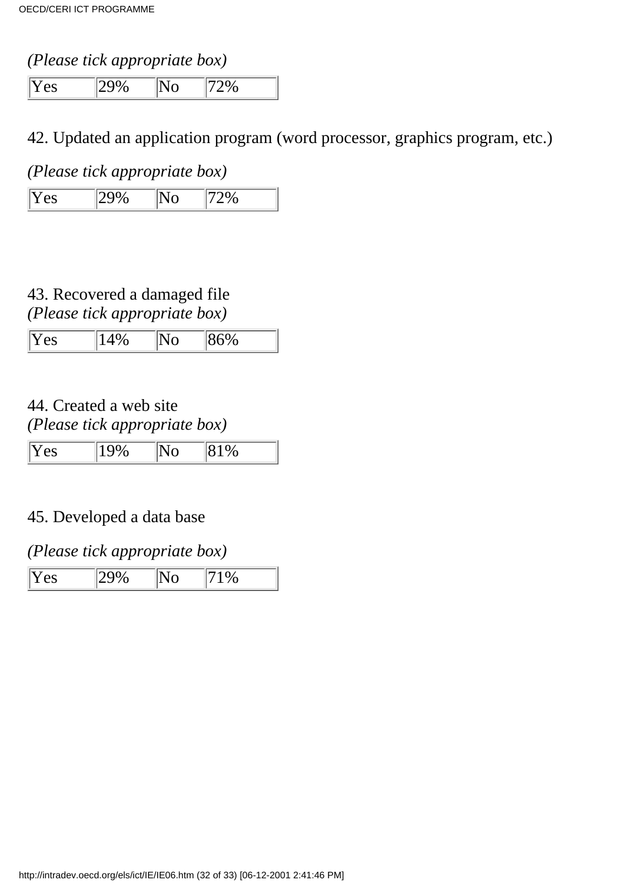*(Please tick appropriate box)*

| Yes | 29% | No | 72% |
|---|---|---|---|

42. Updated an application program (word processor, graphics program, etc.)

*(Please tick appropriate box)*

| Yes | 29% | No | 72% |
|---|---|---|---|

43. Recovered a damaged file
*(Please tick appropriate box)*

| Yes | 14% | No | 86% |
|---|---|---|---|

44. Created a web site
*(Please tick appropriate box)*

| Yes | 19% | No | 81% |
|---|---|---|---|

45. Developed a data base

*(Please tick appropriate box)*

| Yes | 29% | No | 71% |
|---|---|---|---|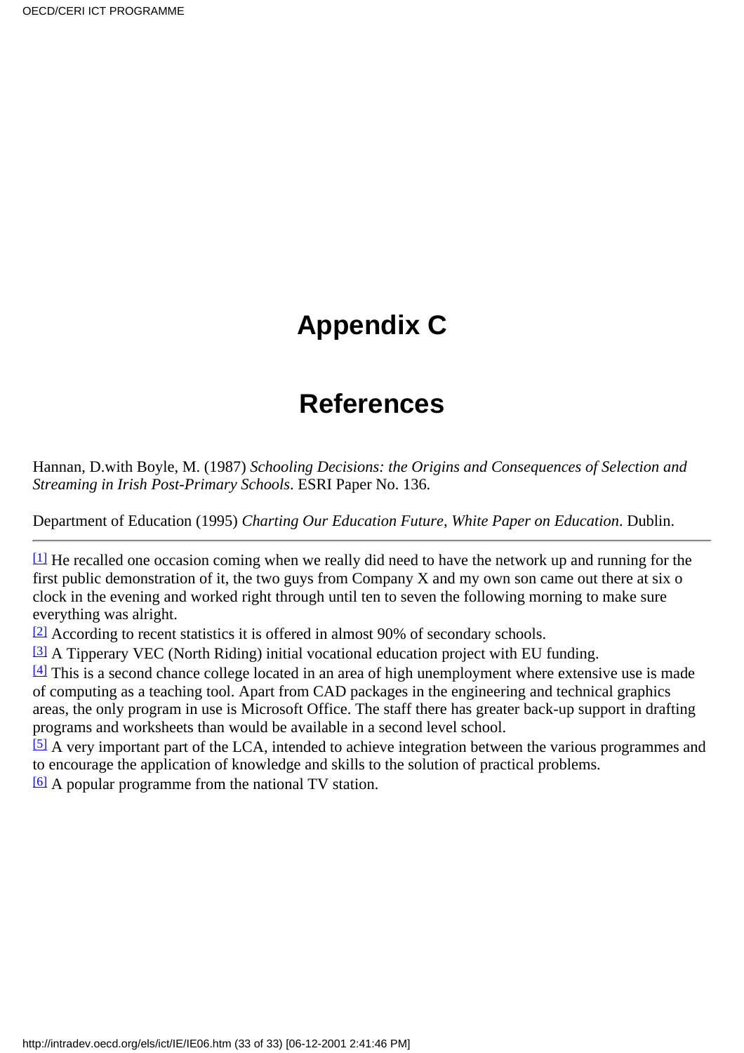# Appendix C

# References

Hannan, D.with Boyle, M. (1987) *Schooling Decisions: the Origins and Consequences of Selection and Streaming in Irish Post-Primary Schools*. ESRI Paper No. 136.

Department of Education (1995) *Charting Our Education Future, White Paper on Education*. Dublin.

---

[1] He recalled one occasion coming when we really did need to have the network up and running for the first public demonstration of it, the two guys from Company X and my own son came out there at six o clock in the evening and worked right through until ten to seven the following morning to make sure everything was alright.

[2] According to recent statistics it is offered in almost 90% of secondary schools.

[3] A Tipperary VEC (North Riding) initial vocational education project with EU funding.

[4] This is a second chance college located in an area of high unemployment where extensive use is made of computing as a teaching tool. Apart from CAD packages in the engineering and technical graphics areas, the only program in use is Microsoft Office. The staff there has greater back-up support in drafting programs and worksheets than would be available in a second level school.

[5] A very important part of the LCA, intended to achieve integration between the various programmes and to encourage the application of knowledge and skills to the solution of practical problems.

[6] A popular programme from the national TV station.